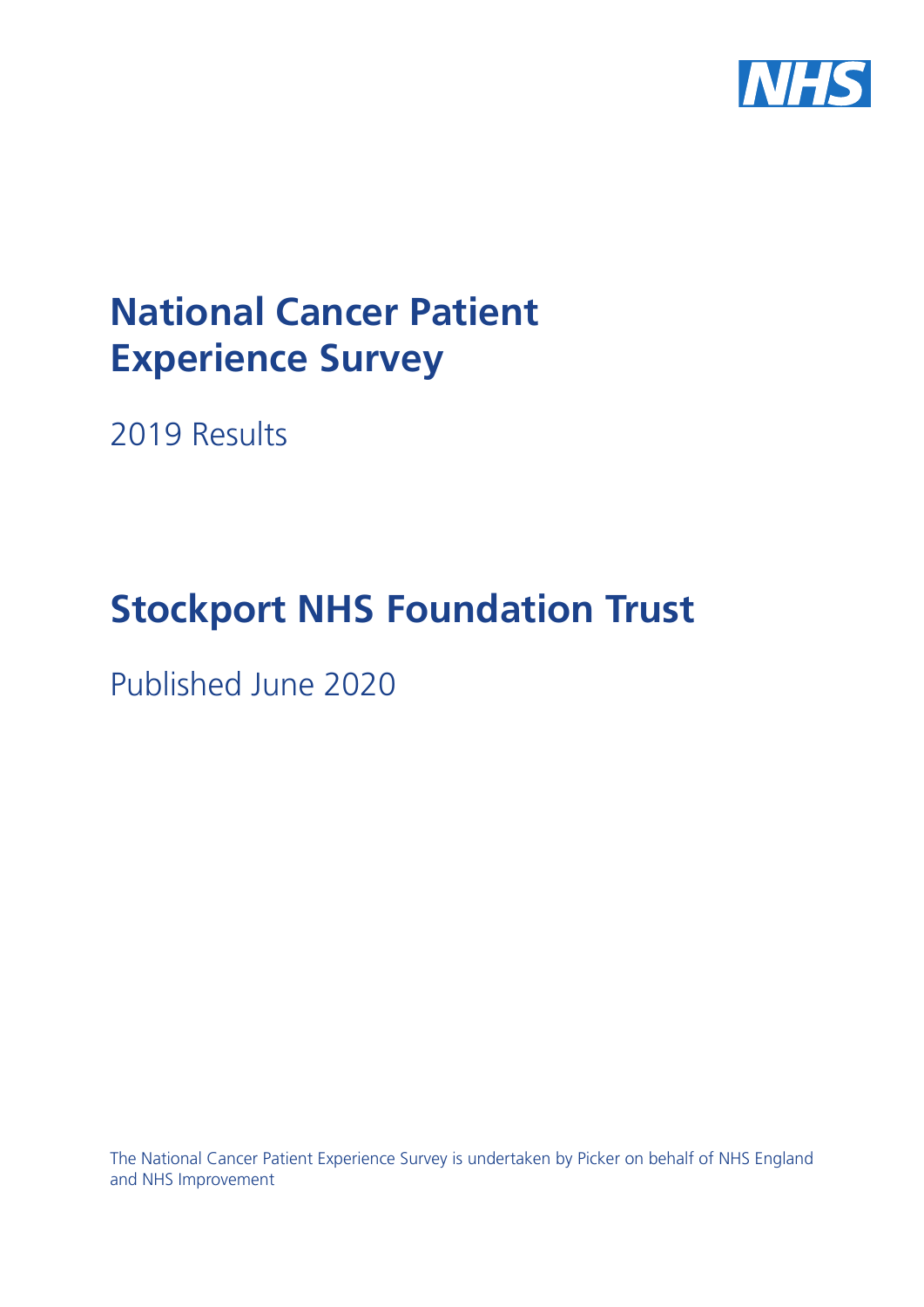# National Cancer Patient Experience Survey

2019 Results

# Stockport NHS Foundation Trust

Published June 2020

The National Cancer Patient Experience Survey is undertaken by Picker on behalf of NHS England and NHS Improvement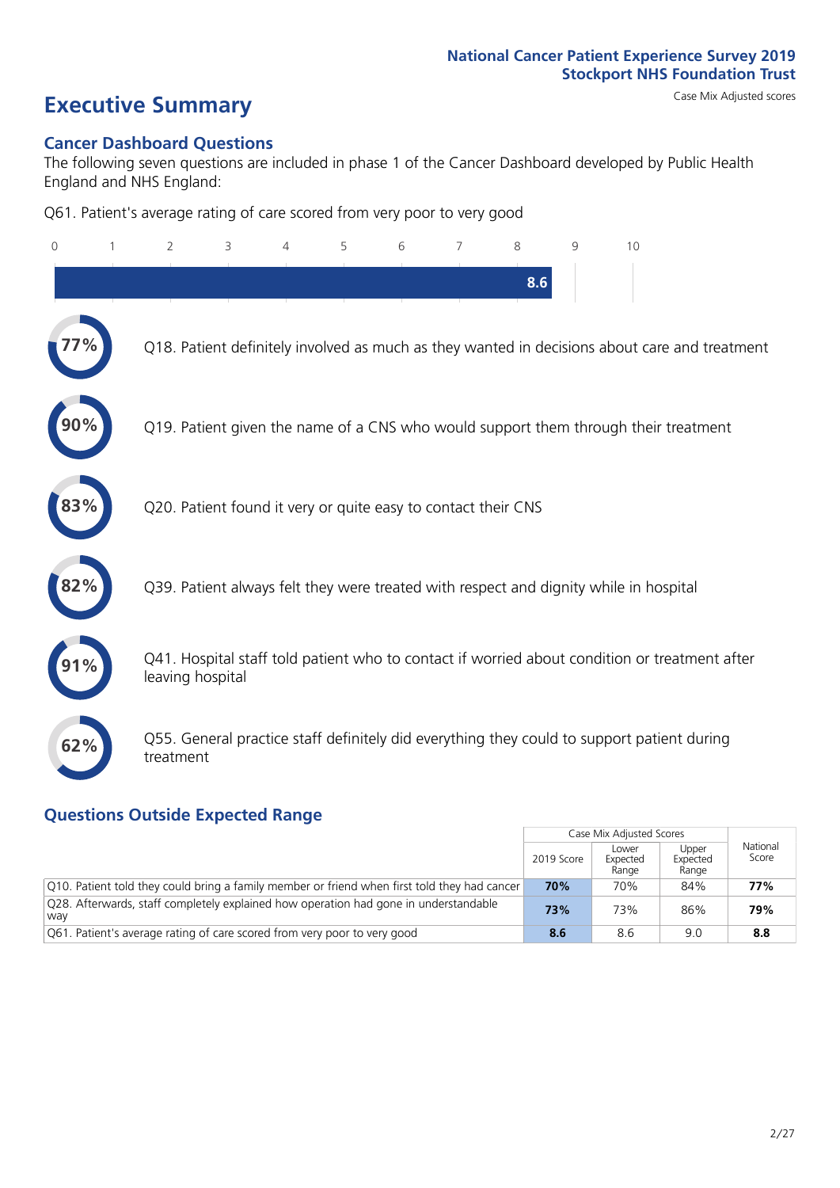National Cancer Patient Experience Survey 2019
Stockport NHS Foundation Trust

# Executive Summary

Case Mix Adjusted scores

## Cancer Dashboard Questions

The following seven questions are included in phase 1 of the Cancer Dashboard developed by Public Health England and NHS England:

Q61. Patient's average rating of care scored from very poor to very good

8.6

- 77% Q18. Patient definitely involved as much as they wanted in decisions about care and treatment
- 90% Q19. Patient given the name of a CNS who would support them through their treatment
- 83% Q20. Patient found it very or quite easy to contact their CNS
- 82% Q39. Patient always felt they were treated with respect and dignity while in hospital
- 91% Q41. Hospital staff told patient who to contact if worried about condition or treatment after leaving hospital
- 62% Q55. General practice staff definitely did everything they could to support patient during treatment

## Questions Outside Expected Range

| | Case Mix Adjusted Scores | | | National Score |
|---|---|---|---|---|
| | 2019 Score | Lower Expected Range | Upper Expected Range | |
| Q10. Patient told they could bring a family member or friend when first told they had cancer | **70%** | 70% | 84% | **77%** |
| Q28. Afterwards, staff completely explained how operation had gone in understandable way | **73%** | 73% | 86% | **79%** |
| Q61. Patient's average rating of care scored from very poor to very good | **8.6** | 8.6 | 9.0 | **8.8** |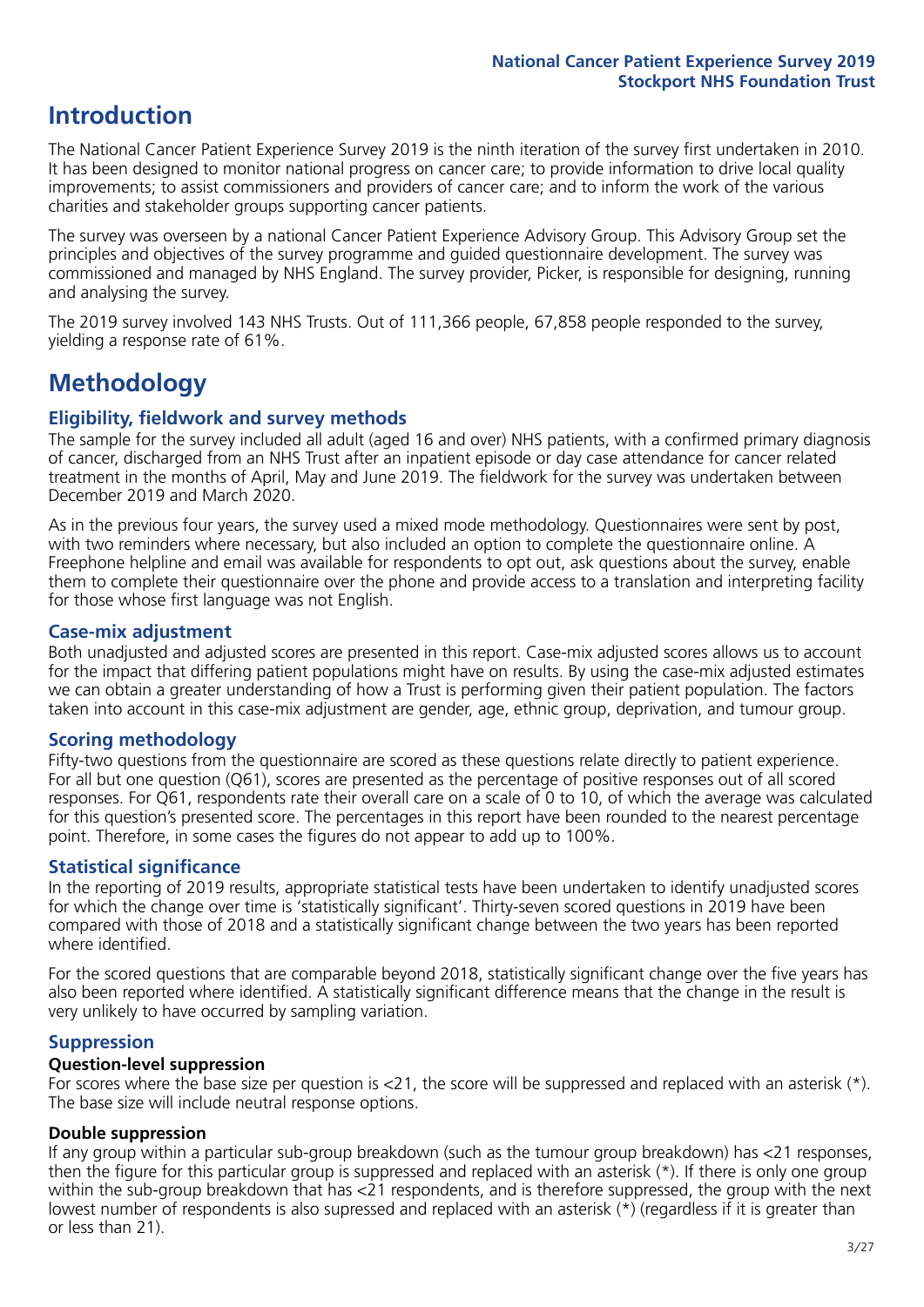# Introduction

The National Cancer Patient Experience Survey 2019 is the ninth iteration of the survey first undertaken in 2010. It has been designed to monitor national progress on cancer care; to provide information to drive local quality improvements; to assist commissioners and providers of cancer care; and to inform the work of the various charities and stakeholder groups supporting cancer patients.

The survey was overseen by a national Cancer Patient Experience Advisory Group. This Advisory Group set the principles and objectives of the survey programme and guided questionnaire development. The survey was commissioned and managed by NHS England. The survey provider, Picker, is responsible for designing, running and analysing the survey.

The 2019 survey involved 143 NHS Trusts. Out of 111,366 people, 67,858 people responded to the survey, yielding a response rate of 61%.

# Methodology

## Eligibility, fieldwork and survey methods

The sample for the survey included all adult (aged 16 and over) NHS patients, with a confirmed primary diagnosis of cancer, discharged from an NHS Trust after an inpatient episode or day case attendance for cancer related treatment in the months of April, May and June 2019. The fieldwork for the survey was undertaken between December 2019 and March 2020.

As in the previous four years, the survey used a mixed mode methodology. Questionnaires were sent by post, with two reminders where necessary, but also included an option to complete the questionnaire online. A Freephone helpline and email was available for respondents to opt out, ask questions about the survey, enable them to complete their questionnaire over the phone and provide access to a translation and interpreting facility for those whose first language was not English.

## Case-mix adjustment

Both unadjusted and adjusted scores are presented in this report. Case-mix adjusted scores allows us to account for the impact that differing patient populations might have on results. By using the case-mix adjusted estimates we can obtain a greater understanding of how a Trust is performing given their patient population. The factors taken into account in this case-mix adjustment are gender, age, ethnic group, deprivation, and tumour group.

## Scoring methodology

Fifty-two questions from the questionnaire are scored as these questions relate directly to patient experience. For all but one question (Q61), scores are presented as the percentage of positive responses out of all scored responses. For Q61, respondents rate their overall care on a scale of 0 to 10, of which the average was calculated for this question's presented score. The percentages in this report have been rounded to the nearest percentage point. Therefore, in some cases the figures do not appear to add up to 100%.

## Statistical significance

In the reporting of 2019 results, appropriate statistical tests have been undertaken to identify unadjusted scores for which the change over time is 'statistically significant'. Thirty-seven scored questions in 2019 have been compared with those of 2018 and a statistically significant change between the two years has been reported where identified.

For the scored questions that are comparable beyond 2018, statistically significant change over the five years has also been reported where identified. A statistically significant difference means that the change in the result is very unlikely to have occurred by sampling variation.

## Suppression

### Question-level suppression

For scores where the base size per question is <21, the score will be suppressed and replaced with an asterisk (*). The base size will include neutral response options.

### Double suppression

If any group within a particular sub-group breakdown (such as the tumour group breakdown) has <21 responses, then the figure for this particular group is suppressed and replaced with an asterisk (*). If there is only one group within the sub-group breakdown that has <21 respondents, and is therefore suppressed, the group with the next lowest number of respondents is also supressed and replaced with an asterisk (*) (regardless if it is greater than or less than 21).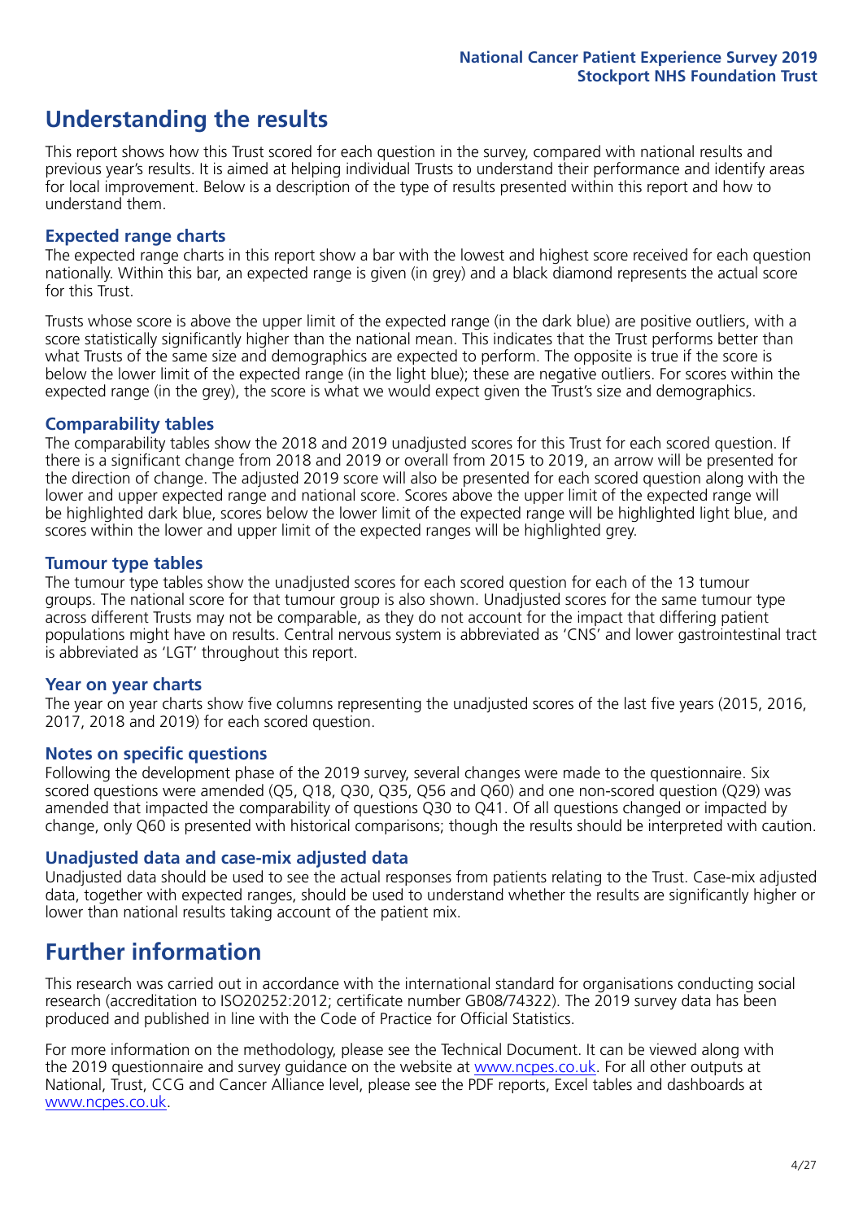# Understanding the results

This report shows how this Trust scored for each question in the survey, compared with national results and previous year's results. It is aimed at helping individual Trusts to understand their performance and identify areas for local improvement. Below is a description of the type of results presented within this report and how to understand them.

## Expected range charts

The expected range charts in this report show a bar with the lowest and highest score received for each question nationally. Within this bar, an expected range is given (in grey) and a black diamond represents the actual score for this Trust.

Trusts whose score is above the upper limit of the expected range (in the dark blue) are positive outliers, with a score statistically significantly higher than the national mean. This indicates that the Trust performs better than what Trusts of the same size and demographics are expected to perform. The opposite is true if the score is below the lower limit of the expected range (in the light blue); these are negative outliers. For scores within the expected range (in the grey), the score is what we would expect given the Trust's size and demographics.

## Comparability tables

The comparability tables show the 2018 and 2019 unadjusted scores for this Trust for each scored question. If there is a significant change from 2018 and 2019 or overall from 2015 to 2019, an arrow will be presented for the direction of change. The adjusted 2019 score will also be presented for each scored question along with the lower and upper expected range and national score. Scores above the upper limit of the expected range will be highlighted dark blue, scores below the lower limit of the expected range will be highlighted light blue, and scores within the lower and upper limit of the expected ranges will be highlighted grey.

## Tumour type tables

The tumour type tables show the unadjusted scores for each scored question for each of the 13 tumour groups. The national score for that tumour group is also shown. Unadjusted scores for the same tumour type across different Trusts may not be comparable, as they do not account for the impact that differing patient populations might have on results. Central nervous system is abbreviated as 'CNS' and lower gastrointestinal tract is abbreviated as 'LGT' throughout this report.

## Year on year charts

The year on year charts show five columns representing the unadjusted scores of the last five years (2015, 2016, 2017, 2018 and 2019) for each scored question.

## Notes on specific questions

Following the development phase of the 2019 survey, several changes were made to the questionnaire. Six scored questions were amended (Q5, Q18, Q30, Q35, Q56 and Q60) and one non-scored question (Q29) was amended that impacted the comparability of questions Q30 to Q41. Of all questions changed or impacted by change, only Q60 is presented with historical comparisons; though the results should be interpreted with caution.

## Unadjusted data and case-mix adjusted data

Unadjusted data should be used to see the actual responses from patients relating to the Trust. Case-mix adjusted data, together with expected ranges, should be used to understand whether the results are significantly higher or lower than national results taking account of the patient mix.

# Further information

This research was carried out in accordance with the international standard for organisations conducting social research (accreditation to ISO20252:2012; certificate number GB08/74322). The 2019 survey data has been produced and published in line with the Code of Practice for Official Statistics.

For more information on the methodology, please see the Technical Document. It can be viewed along with the 2019 questionnaire and survey guidance on the website at www.ncpes.co.uk. For all other outputs at National, Trust, CCG and Cancer Alliance level, please see the PDF reports, Excel tables and dashboards at www.ncpes.co.uk.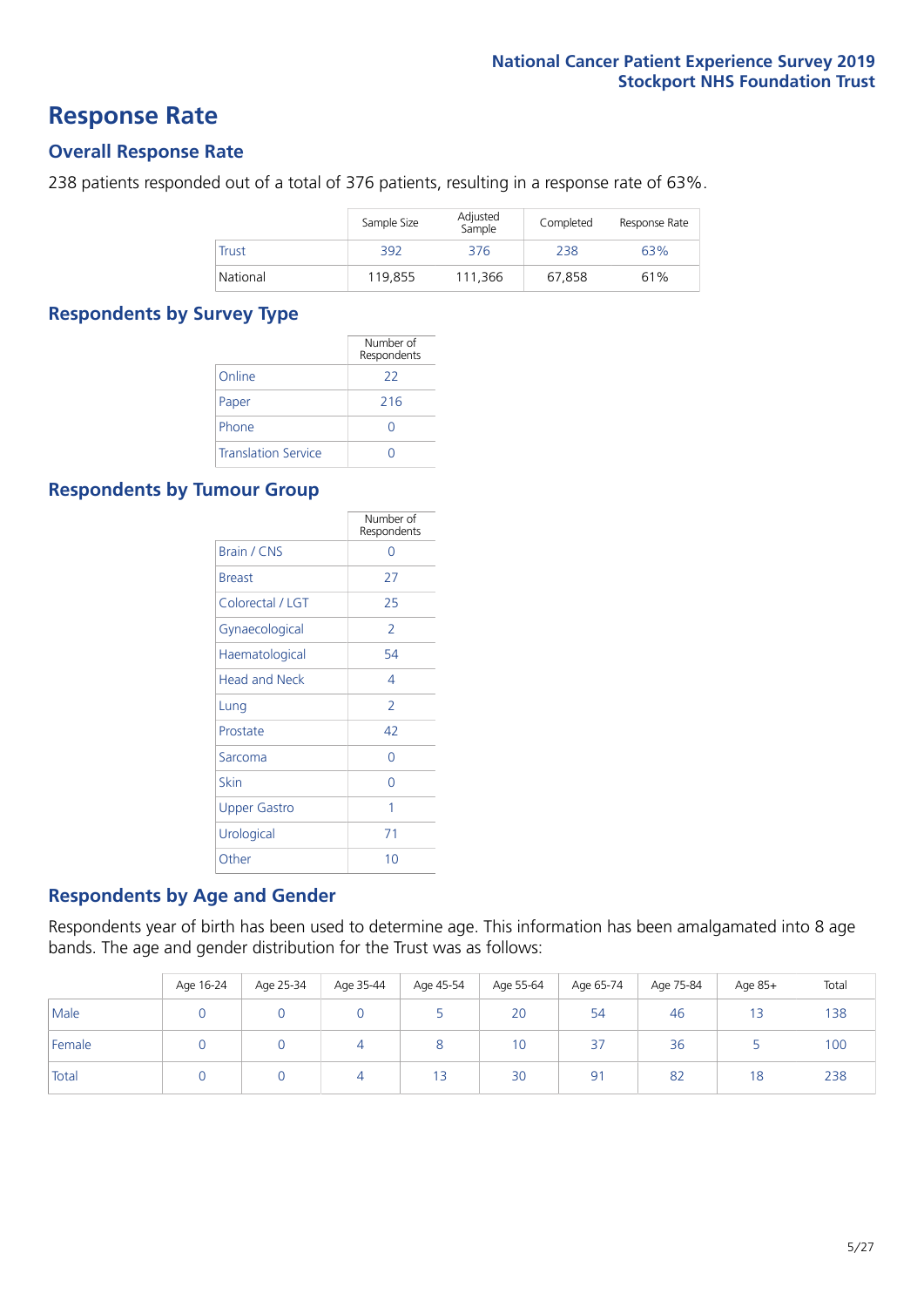# Response Rate

## Overall Response Rate

238 patients responded out of a total of 376 patients, resulting in a response rate of 63%.

| | Sample Size | Adjusted Sample | Completed | Response Rate |
|---|---|---|---|---|
| Trust | 392 | 376 | 238 | 63% |
| National | 119,855 | 111,366 | 67,858 | 61% |

## Respondents by Survey Type

| | Number of Respondents |
|---|---|
| Online | 22 |
| Paper | 216 |
| Phone | 0 |
| Translation Service | 0 |

## Respondents by Tumour Group

| | Number of Respondents |
|---|---|
| Brain / CNS | 0 |
| Breast | 27 |
| Colorectal / LGT | 25 |
| Gynaecological | 2 |
| Haematological | 54 |
| Head and Neck | 4 |
| Lung | 2 |
| Prostate | 42 |
| Sarcoma | 0 |
| Skin | 0 |
| Upper Gastro | 1 |
| Urological | 71 |
| Other | 10 |

## Respondents by Age and Gender

Respondents year of birth has been used to determine age. This information has been amalgamated into 8 age bands. The age and gender distribution for the Trust was as follows:

| | Age 16-24 | Age 25-34 | Age 35-44 | Age 45-54 | Age 55-64 | Age 65-74 | Age 75-84 | Age 85+ | Total |
|---|---|---|---|---|---|---|---|---|---|
| Male | 0 | 0 | 0 | 5 | 20 | 54 | 46 | 13 | 138 |
| Female | 0 | 0 | 4 | 8 | 10 | 37 | 36 | 5 | 100 |
| Total | 0 | 0 | 4 | 13 | 30 | 91 | 82 | 18 | 238 |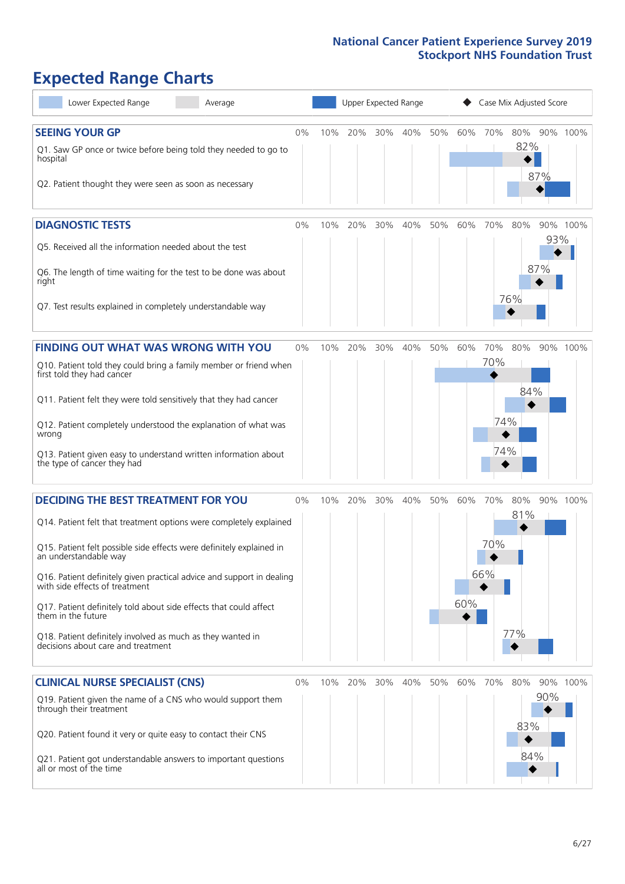# Expected Range Charts

Lower Expected Range | Average | Upper Expected Range | ◆ Case Mix Adjusted Score

## SEEING YOUR GP

| Question | Case Mix Adjusted Score |
|---|---|
| Q1. Saw GP once or twice before being told they needed to go to hospital | 82% |
| Q2. Patient thought they were seen as soon as necessary | 87% |

## DIAGNOSTIC TESTS

| Question | Case Mix Adjusted Score |
|---|---|
| Q5. Received all the information needed about the test | 93% |
| Q6. The length of time waiting for the test to be done was about right | 87% |
| Q7. Test results explained in completely understandable way | 76% |

## FINDING OUT WHAT WAS WRONG WITH YOU

| Question | Case Mix Adjusted Score |
|---|---|
| Q10. Patient told they could bring a family member or friend when first told they had cancer | 70% |
| Q11. Patient felt they were told sensitively that they had cancer | 84% |
| Q12. Patient completely understood the explanation of what was wrong | 74% |
| Q13. Patient given easy to understand written information about the type of cancer they had | 74% |

## DECIDING THE BEST TREATMENT FOR YOU

| Question | Case Mix Adjusted Score |
|---|---|
| Q14. Patient felt that treatment options were completely explained | 81% |
| Q15. Patient felt possible side effects were definitely explained in an understandable way | 70% |
| Q16. Patient definitely given practical advice and support in dealing with side effects of treatment | 66% |
| Q17. Patient definitely told about side effects that could affect them in the future | 60% |
| Q18. Patient definitely involved as much as they wanted in decisions about care and treatment | 77% |

## CLINICAL NURSE SPECIALIST (CNS)

| Question | Case Mix Adjusted Score |
|---|---|
| Q19. Patient given the name of a CNS who would support them through their treatment | 90% |
| Q20. Patient found it very or quite easy to contact their CNS | 83% |
| Q21. Patient got understandable answers to important questions all or most of the time | 84% |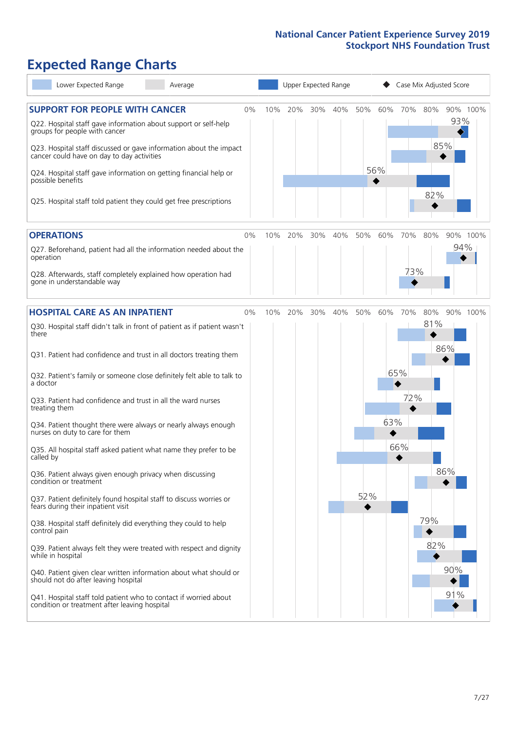# Expected Range Charts

Lower Expected Range | Average | Upper Expected Range | Case Mix Adjusted Score

## SUPPORT FOR PEOPLE WITH CANCER

| Question | Case Mix Adjusted Score |
|---|---|
| Q22. Hospital staff gave information about support or self-help groups for people with cancer | 93% |
| Q23. Hospital staff discussed or gave information about the impact cancer could have on day to day activities | 85% |
| Q24. Hospital staff gave information on getting financial help or possible benefits | 56% |
| Q25. Hospital staff told patient they could get free prescriptions | 82% |

## OPERATIONS

| Question | Case Mix Adjusted Score |
|---|---|
| Q27. Beforehand, patient had all the information needed about the operation | 94% |
| Q28. Afterwards, staff completely explained how operation had gone in understandable way | 73% |

## HOSPITAL CARE AS AN INPATIENT

| Question | Case Mix Adjusted Score |
|---|---|
| Q30. Hospital staff didn't talk in front of patient as if patient wasn't there | 81% |
| Q31. Patient had confidence and trust in all doctors treating them | 86% |
| Q32. Patient's family or someone close definitely felt able to talk to a doctor | 65% |
| Q33. Patient had confidence and trust in all the ward nurses treating them | 72% |
| Q34. Patient thought there were always or nearly always enough nurses on duty to care for them | 63% |
| Q35. All hospital staff asked patient what name they prefer to be called by | 66% |
| Q36. Patient always given enough privacy when discussing condition or treatment | 86% |
| Q37. Patient definitely found hospital staff to discuss worries or fears during their inpatient visit | 52% |
| Q38. Hospital staff definitely did everything they could to help control pain | 79% |
| Q39. Patient always felt they were treated with respect and dignity while in hospital | 82% |
| Q40. Patient given clear written information about what should or should not do after leaving hospital | 90% |
| Q41. Hospital staff told patient who to contact if worried about condition or treatment after leaving hospital | 91% |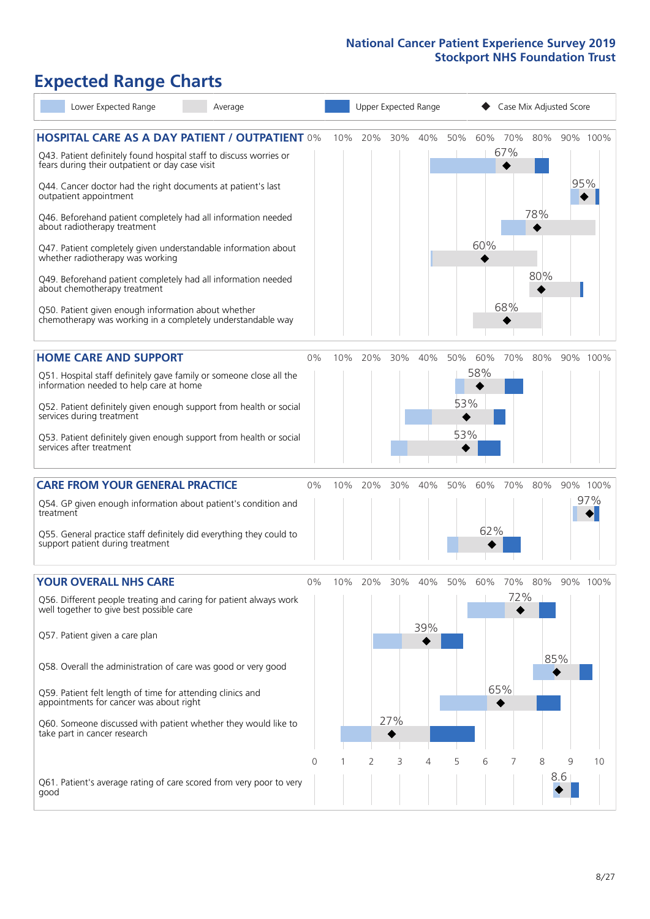# Expected Range Charts

Lower Expected Range | Average | Upper Expected Range | ◆ Case Mix Adjusted Score

## HOSPITAL CARE AS A DAY PATIENT / OUTPATIENT

| Question | Case Mix Adjusted Score |
|---|---|
| Q43. Patient definitely found hospital staff to discuss worries or fears during their outpatient or day case visit | 67% |
| Q44. Cancer doctor had the right documents at patient's last outpatient appointment | 95% |
| Q46. Beforehand patient completely had all information needed about radiotherapy treatment | 78% |
| Q47. Patient completely given understandable information about whether radiotherapy was working | 60% |
| Q49. Beforehand patient completely had all information needed about chemotherapy treatment | 80% |
| Q50. Patient given enough information about whether chemotherapy was working in a completely understandable way | 68% |

## HOME CARE AND SUPPORT

| Question | Case Mix Adjusted Score |
|---|---|
| Q51. Hospital staff definitely gave family or someone close all the information needed to help care at home | 58% |
| Q52. Patient definitely given enough support from health or social services during treatment | 53% |
| Q53. Patient definitely given enough support from health or social services after treatment | 53% |

## CARE FROM YOUR GENERAL PRACTICE

| Question | Case Mix Adjusted Score |
|---|---|
| Q54. GP given enough information about patient's condition and treatment | 97% |
| Q55. General practice staff definitely did everything they could to support patient during treatment | 62% |

## YOUR OVERALL NHS CARE

| Question | Case Mix Adjusted Score |
|---|---|
| Q56. Different people treating and caring for patient always work well together to give best possible care | 72% |
| Q57. Patient given a care plan | 39% |
| Q58. Overall the administration of care was good or very good | 85% |
| Q59. Patient felt length of time for attending clinics and appointments for cancer was about right | 65% |
| Q60. Someone discussed with patient whether they would like to take part in cancer research | 27% |
| Q61. Patient's average rating of care scored from very poor to very good | 8.6 |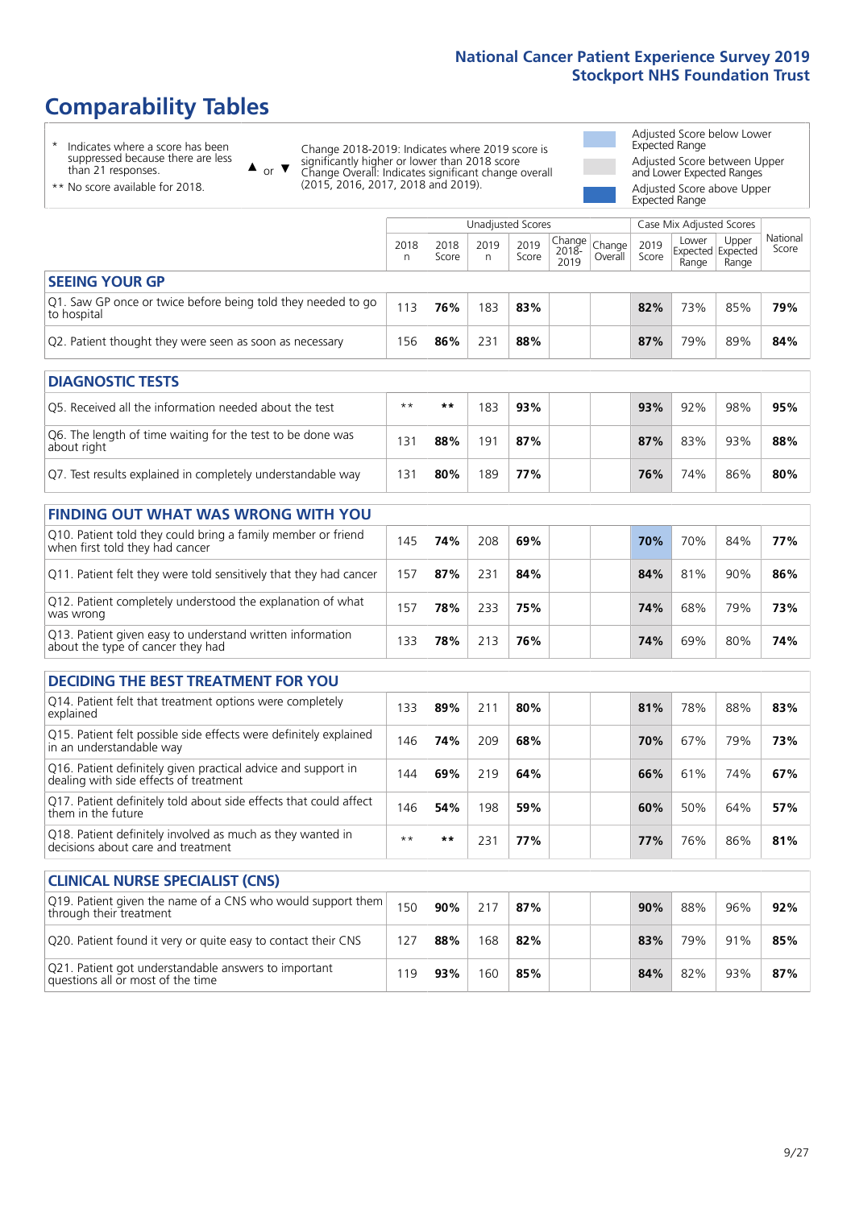# Comparability Tables

\* Indicates where a score has been suppressed because there are less than 21 responses.

\*\* No score available for 2018.

▲ or ▼ Change 2018-2019: Indicates where 2019 score is significantly higher or lower than 2018 score
Change Overall: Indicates significant change overall (2015, 2016, 2017, 2018 and 2019).

Adjusted Score below Lower Expected Range
Adjusted Score between Upper and Lower Expected Ranges
Adjusted Score above Upper Expected Range

| | Unadjusted Scores | | | | | | Case Mix Adjusted Scores | | | |
|---|---|---|---|---|---|---|---|---|---|---|
| | 2018 n | 2018 Score | 2019 n | 2019 Score | Change 2018-2019 | Change Overall | 2019 Score | Lower Expected Range | Upper Expected Range | National Score |
| **SEEING YOUR GP** | | | | | | | | | | |
| Q1. Saw GP once or twice before being told they needed to go to hospital | 113 | **76%** | 183 | **83%** | | | **82%** | 73% | 85% | **79%** |
| Q2. Patient thought they were seen as soon as necessary | 156 | **86%** | 231 | **88%** | | | **87%** | 79% | 89% | **84%** |
| **DIAGNOSTIC TESTS** | | | | | | | | | | |
| Q5. Received all the information needed about the test | ** | ** | 183 | **93%** | | | **93%** | 92% | 98% | **95%** |
| Q6. The length of time waiting for the test to be done was about right | 131 | **88%** | 191 | **87%** | | | **87%** | 83% | 93% | **88%** |
| Q7. Test results explained in completely understandable way | 131 | **80%** | 189 | **77%** | | | **76%** | 74% | 86% | **80%** |
| **FINDING OUT WHAT WAS WRONG WITH YOU** | | | | | | | | | | |
| Q10. Patient told they could bring a family member or friend when first told they had cancer | 145 | **74%** | 208 | **69%** | | | **70%** | 70% | 84% | **77%** |
| Q11. Patient felt they were told sensitively that they had cancer | 157 | **87%** | 231 | **84%** | | | **84%** | 81% | 90% | **86%** |
| Q12. Patient completely understood the explanation of what was wrong | 157 | **78%** | 233 | **75%** | | | **74%** | 68% | 79% | **73%** |
| Q13. Patient given easy to understand written information about the type of cancer they had | 133 | **78%** | 213 | **76%** | | | **74%** | 69% | 80% | **74%** |
| **DECIDING THE BEST TREATMENT FOR YOU** | | | | | | | | | | |
| Q14. Patient felt that treatment options were completely explained | 133 | **89%** | 211 | **80%** | | | **81%** | 78% | 88% | **83%** |
| Q15. Patient felt possible side effects were definitely explained in an understandable way | 146 | **74%** | 209 | **68%** | | | **70%** | 67% | 79% | **73%** |
| Q16. Patient definitely given practical advice and support in dealing with side effects of treatment | 144 | **69%** | 219 | **64%** | | | **66%** | 61% | 74% | **67%** |
| Q17. Patient definitely told about side effects that could affect them in the future | 146 | **54%** | 198 | **59%** | | | **60%** | 50% | 64% | **57%** |
| Q18. Patient definitely involved as much as they wanted in decisions about care and treatment | ** | ** | 231 | **77%** | | | **77%** | 76% | 86% | **81%** |
| **CLINICAL NURSE SPECIALIST (CNS)** | | | | | | | | | | |
| Q19. Patient given the name of a CNS who would support them through their treatment | 150 | **90%** | 217 | **87%** | | | **90%** | 88% | 96% | **92%** |
| Q20. Patient found it very or quite easy to contact their CNS | 127 | **88%** | 168 | **82%** | | | **83%** | 79% | 91% | **85%** |
| Q21. Patient got understandable answers to important questions all or most of the time | 119 | **93%** | 160 | **85%** | | | **84%** | 82% | 93% | **87%** |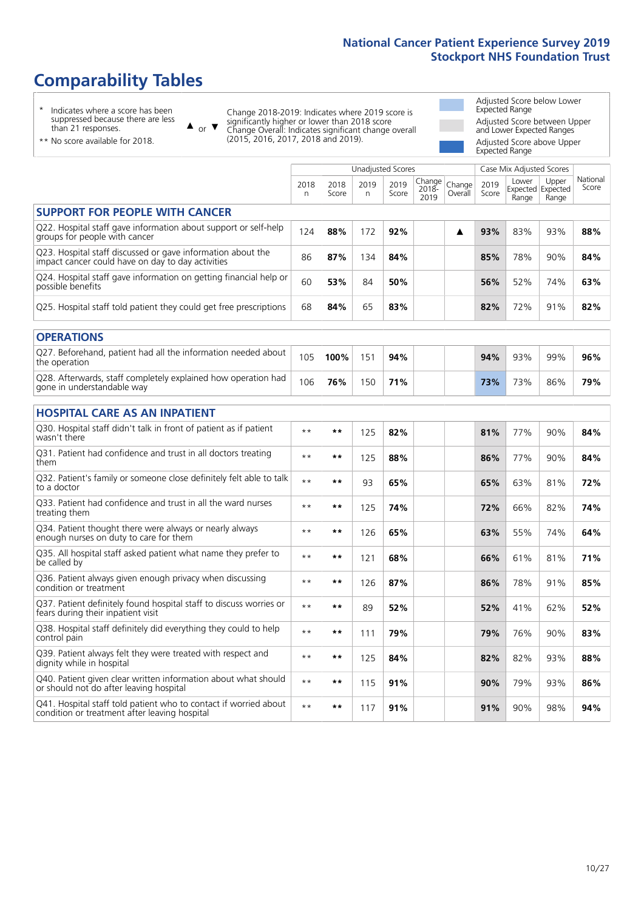## National Cancer Patient Experience Survey 2019
## Stockport NHS Foundation Trust

# Comparability Tables

- \* Indicates where a score has been suppressed because there are less than 21 responses.
- \*\* No score available for 2018.

▲ or ▼ Change 2018-2019: Indicates where 2019 score is significantly higher or lower than 2018 score. Change Overall: Indicates significant change overall (2015, 2016, 2017, 2018 and 2019).

- Adjusted Score below Lower Expected Range
- Adjusted Score between Upper and Lower Expected Ranges
- Adjusted Score above Upper Expected Range

| | Unadjusted Scores | | | | | | Case Mix Adjusted Scores | | | |
|---|---|---|---|---|---|---|---|---|---|---|
| | 2018 n | 2018 Score | 2019 n | 2019 Score | Change 2018-2019 | Change Overall | 2019 Score | Lower Expected Range | Upper Expected Range | National Score |
| **SUPPORT FOR PEOPLE WITH CANCER** | | | | | | | | | | |
| Q22. Hospital staff gave information about support or self-help groups for people with cancer | 124 | **88%** | 172 | **92%** | | ▲ | **93%** | 83% | 93% | **88%** |
| Q23. Hospital staff discussed or gave information about the impact cancer could have on day to day activities | 86 | **87%** | 134 | **84%** | | | **85%** | 78% | 90% | **84%** |
| Q24. Hospital staff gave information on getting financial help or possible benefits | 60 | **53%** | 84 | **50%** | | | **56%** | 52% | 74% | **63%** |
| Q25. Hospital staff told patient they could get free prescriptions | 68 | **84%** | 65 | **83%** | | | **82%** | 72% | 91% | **82%** |
| **OPERATIONS** | | | | | | | | | | |
| Q27. Beforehand, patient had all the information needed about the operation | 105 | **100%** | 151 | **94%** | | | **94%** | 93% | 99% | **96%** |
| Q28. Afterwards, staff completely explained how operation had gone in understandable way | 106 | **76%** | 150 | **71%** | | | **73%** | 73% | 86% | **79%** |
| **HOSPITAL CARE AS AN INPATIENT** | | | | | | | | | | |
| Q30. Hospital staff didn't talk in front of patient as if patient wasn't there | ** | ** | 125 | **82%** | | | **81%** | 77% | 90% | **84%** |
| Q31. Patient had confidence and trust in all doctors treating them | ** | ** | 125 | **88%** | | | **86%** | 77% | 90% | **84%** |
| Q32. Patient's family or someone close definitely felt able to talk to a doctor | ** | ** | 93 | **65%** | | | **65%** | 63% | 81% | **72%** |
| Q33. Patient had confidence and trust in all the ward nurses treating them | ** | ** | 125 | **74%** | | | **72%** | 66% | 82% | **74%** |
| Q34. Patient thought there were always or nearly always enough nurses on duty to care for them | ** | ** | 126 | **65%** | | | **63%** | 55% | 74% | **64%** |
| Q35. All hospital staff asked patient what name they prefer to be called by | ** | ** | 121 | **68%** | | | **66%** | 61% | 81% | **71%** |
| Q36. Patient always given enough privacy when discussing condition or treatment | ** | ** | 126 | **87%** | | | **86%** | 78% | 91% | **85%** |
| Q37. Patient definitely found hospital staff to discuss worries or fears during their inpatient visit | ** | ** | 89 | **52%** | | | **52%** | 41% | 62% | **52%** |
| Q38. Hospital staff definitely did everything they could to help control pain | ** | ** | 111 | **79%** | | | **79%** | 76% | 90% | **83%** |
| Q39. Patient always felt they were treated with respect and dignity while in hospital | ** | ** | 125 | **84%** | | | **82%** | 82% | 93% | **88%** |
| Q40. Patient given clear written information about what should or should not do after leaving hospital | ** | ** | 115 | **91%** | | | **90%** | 79% | 93% | **86%** |
| Q41. Hospital staff told patient who to contact if worried about condition or treatment after leaving hospital | ** | ** | 117 | **91%** | | | **91%** | 90% | 98% | **94%** |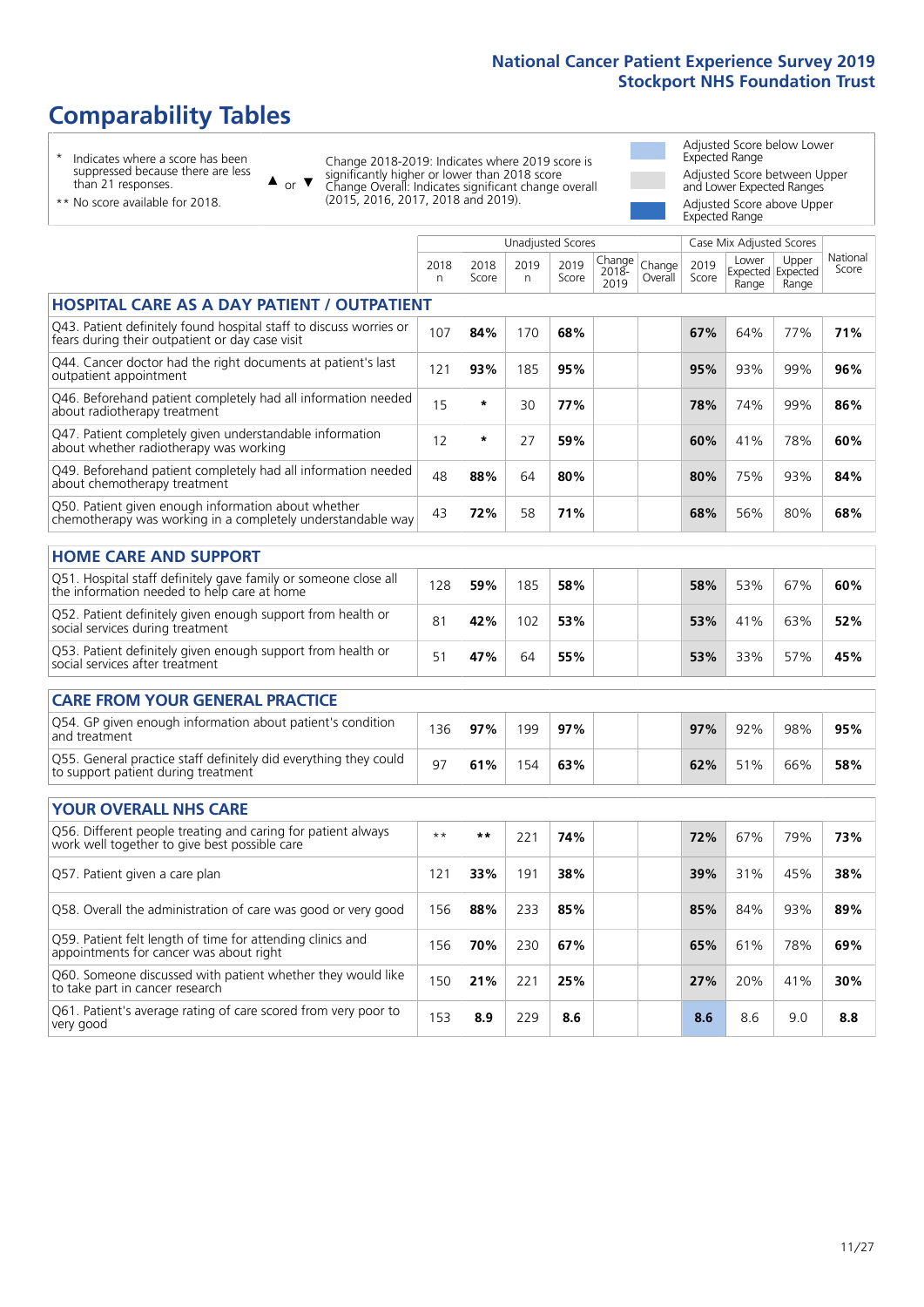# Comparability Tables

\* Indicates where a score has been suppressed because there are less than 21 responses.

\*\* No score available for 2018.

▲ or ▼ Change 2018-2019: Indicates where 2019 score is significantly higher or lower than 2018 score. Change Overall: Indicates significant change overall (2015, 2016, 2017, 2018 and 2019).

Adjusted Score below Lower Expected Range

Adjusted Score between Upper and Lower Expected Ranges

Adjusted Score above Upper Expected Range

| | Unadjusted Scores | | | | | | Case Mix Adjusted Scores | | | |
|---|---|---|---|---|---|---|---|---|---|---|
| | 2018 n | 2018 Score | 2019 n | 2019 Score | Change 2018-2019 | Change Overall | 2019 Score | Lower Expected Range | Upper Expected Range | National Score |
| **HOSPITAL CARE AS A DAY PATIENT / OUTPATIENT** | | | | | | | | | | |
| Q43. Patient definitely found hospital staff to discuss worries or fears during their outpatient or day case visit | 107 | **84%** | 170 | **68%** | | | **67%** | 64% | 77% | **71%** |
| Q44. Cancer doctor had the right documents at patient's last outpatient appointment | 121 | **93%** | 185 | **95%** | | | **95%** | 93% | 99% | **96%** |
| Q46. Beforehand patient completely had all information needed about radiotherapy treatment | 15 | * | 30 | **77%** | | | **78%** | 74% | 99% | **86%** |
| Q47. Patient completely given understandable information about whether radiotherapy was working | 12 | * | 27 | **59%** | | | **60%** | 41% | 78% | **60%** |
| Q49. Beforehand patient completely had all information needed about chemotherapy treatment | 48 | **88%** | 64 | **80%** | | | **80%** | 75% | 93% | **84%** |
| Q50. Patient given enough information about whether chemotherapy was working in a completely understandable way | 43 | **72%** | 58 | **71%** | | | **68%** | 56% | 80% | **68%** |
| **HOME CARE AND SUPPORT** | | | | | | | | | | |
| Q51. Hospital staff definitely gave family or someone close all the information needed to help care at home | 128 | **59%** | 185 | **58%** | | | **58%** | 53% | 67% | **60%** |
| Q52. Patient definitely given enough support from health or social services during treatment | 81 | **42%** | 102 | **53%** | | | **53%** | 41% | 63% | **52%** |
| Q53. Patient definitely given enough support from health or social services after treatment | 51 | **47%** | 64 | **55%** | | | **53%** | 33% | 57% | **45%** |
| **CARE FROM YOUR GENERAL PRACTICE** | | | | | | | | | | |
| Q54. GP given enough information about patient's condition and treatment | 136 | **97%** | 199 | **97%** | | | **97%** | 92% | 98% | **95%** |
| Q55. General practice staff definitely did everything they could to support patient during treatment | 97 | **61%** | 154 | **63%** | | | **62%** | 51% | 66% | **58%** |
| **YOUR OVERALL NHS CARE** | | | | | | | | | | |
| Q56. Different people treating and caring for patient always work well together to give best possible care | ** | ** | 221 | **74%** | | | **72%** | 67% | 79% | **73%** |
| Q57. Patient given a care plan | 121 | **33%** | 191 | **38%** | | | **39%** | 31% | 45% | **38%** |
| Q58. Overall the administration of care was good or very good | 156 | **88%** | 233 | **85%** | | | **85%** | 84% | 93% | **89%** |
| Q59. Patient felt length of time for attending clinics and appointments for cancer was about right | 156 | **70%** | 230 | **67%** | | | **65%** | 61% | 78% | **69%** |
| Q60. Someone discussed with patient whether they would like to take part in cancer research | 150 | **21%** | 221 | **25%** | | | **27%** | 20% | 41% | **30%** |
| Q61. Patient's average rating of care scored from very poor to very good | 153 | **8.9** | 229 | **8.6** | | | **8.6** | 8.6 | 9.0 | **8.8** |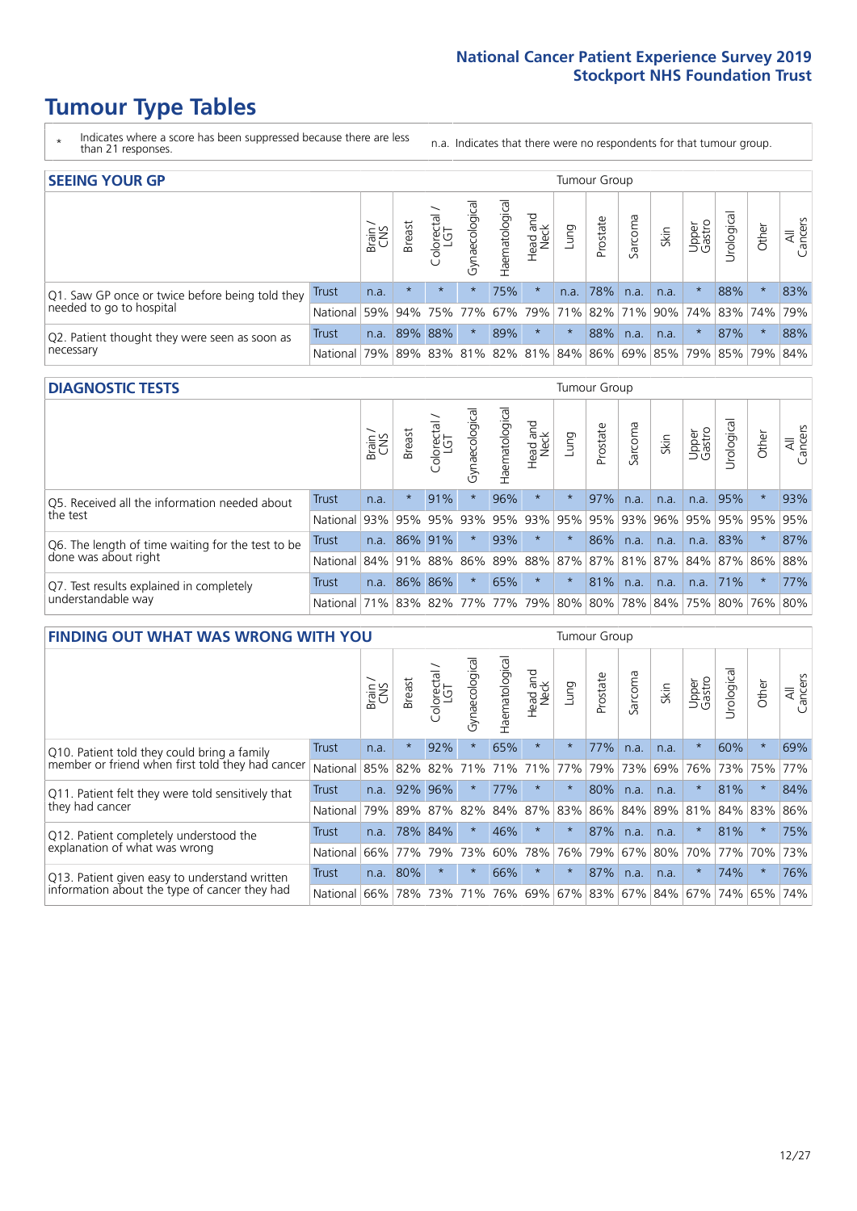# Tumour Type Tables

\* Indicates where a score has been suppressed because there are less than 21 responses.

n.a. Indicates that there were no respondents for that tumour group.

## SEEING YOUR GP

| | | Brain / CNS | Breast | Colorectal / LGT | Gynaecological | Haematological | Head and Neck | Lung | Prostate | Sarcoma | Skin | Upper Gastro | Urological | Other | All Cancers |
|---|---|---|---|---|---|---|---|---|---|---|---|---|---|---|---|
| Q1. Saw GP once or twice before being told they needed to go to hospital | Trust | n.a. | * | * | * | 75% | * | n.a. | 78% | n.a. | n.a. | * | 88% | * | 83% |
| | National | 59% | 94% | 75% | 77% | 67% | 79% | 71% | 82% | 71% | 90% | 74% | 83% | 74% | 79% |
| Q2. Patient thought they were seen as soon as necessary | Trust | n.a. | 89% | 88% | * | 89% | * | * | 88% | n.a. | n.a. | * | 87% | * | 88% |
| | National | 79% | 89% | 83% | 81% | 82% | 81% | 84% | 86% | 69% | 85% | 79% | 85% | 79% | 84% |

## DIAGNOSTIC TESTS

| | | Brain / CNS | Breast | Colorectal / LGT | Gynaecological | Haematological | Head and Neck | Lung | Prostate | Sarcoma | Skin | Upper Gastro | Urological | Other | All Cancers |
|---|---|---|---|---|---|---|---|---|---|---|---|---|---|---|---|
| Q5. Received all the information needed about the test | Trust | n.a. | * | 91% | * | 96% | * | * | 97% | n.a. | n.a. | n.a. | 95% | * | 93% |
| | National | 93% | 95% | 95% | 93% | 95% | 93% | 95% | 95% | 93% | 96% | 95% | 95% | 95% | 95% |
| Q6. The length of time waiting for the test to be done was about right | Trust | n.a. | 86% | 91% | * | 93% | * | * | 86% | n.a. | n.a. | n.a. | 83% | * | 87% |
| | National | 84% | 91% | 88% | 86% | 89% | 88% | 87% | 87% | 81% | 87% | 84% | 87% | 86% | 88% |
| Q7. Test results explained in completely understandable way | Trust | n.a. | 86% | 86% | * | 65% | * | * | 81% | n.a. | n.a. | n.a. | 71% | * | 77% |
| | National | 71% | 83% | 82% | 77% | 77% | 79% | 80% | 80% | 78% | 84% | 75% | 80% | 76% | 80% |

## FINDING OUT WHAT WAS WRONG WITH YOU

| | | Brain / CNS | Breast | Colorectal / LGT | Gynaecological | Haematological | Head and Neck | Lung | Prostate | Sarcoma | Skin | Upper Gastro | Urological | Other | All Cancers |
|---|---|---|---|---|---|---|---|---|---|---|---|---|---|---|---|
| Q10. Patient told they could bring a family member or friend when first told they had cancer | Trust | n.a. | * | 92% | * | 65% | * | * | 77% | n.a. | n.a. | * | 60% | * | 69% |
| | National | 85% | 82% | 82% | 71% | 71% | 71% | 77% | 79% | 73% | 69% | 76% | 73% | 75% | 77% |
| Q11. Patient felt they were told sensitively that they had cancer | Trust | n.a. | 92% | 96% | * | 77% | * | * | 80% | n.a. | n.a. | * | 81% | * | 84% |
| | National | 79% | 89% | 87% | 82% | 84% | 87% | 83% | 86% | 84% | 89% | 81% | 84% | 83% | 86% |
| Q12. Patient completely understood the explanation of what was wrong | Trust | n.a. | 78% | 84% | * | 46% | * | * | 87% | n.a. | n.a. | * | 81% | * | 75% |
| | National | 66% | 77% | 79% | 73% | 60% | 78% | 76% | 79% | 67% | 80% | 70% | 77% | 70% | 73% |
| Q13. Patient given easy to understand written information about the type of cancer they had | Trust | n.a. | 80% | * | * | 66% | * | * | 87% | n.a. | n.a. | * | 74% | * | 76% |
| | National | 66% | 78% | 73% | 71% | 76% | 69% | 67% | 83% | 67% | 84% | 67% | 74% | 65% | 74% |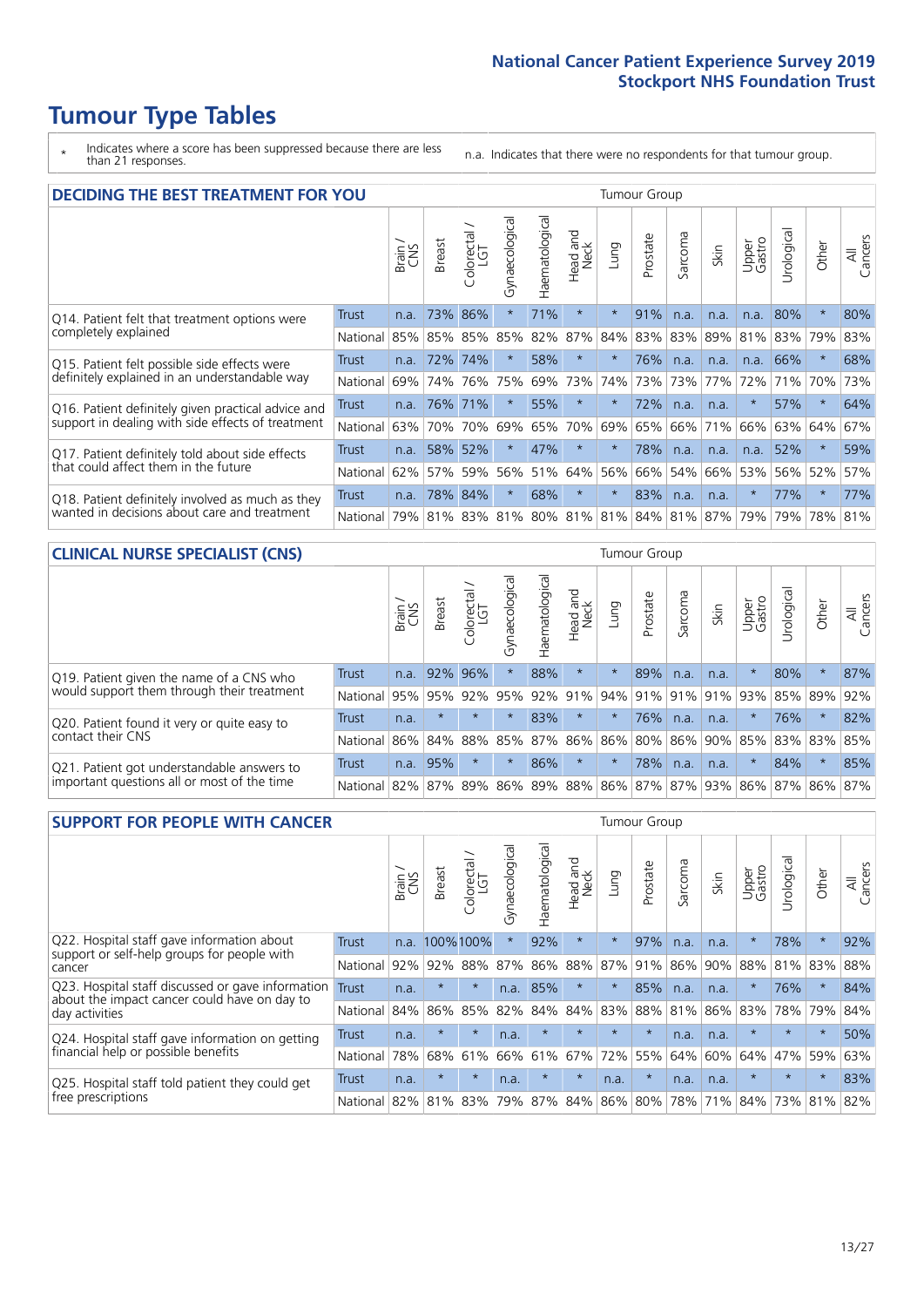# Tumour Type Tables

\* Indicates where a score has been suppressed because there are less than 21 responses.

n.a. Indicates that there were no respondents for that tumour group.

## DECIDING THE BEST TREATMENT FOR YOU

| | | Brain / CNS | Breast | Colorectal / LGT | Gynaecological | Haematological | Head and Neck | Lung | Prostate | Sarcoma | Skin | Upper Gastro | Urological | Other | All Cancers |
|---|---|---|---|---|---|---|---|---|---|---|---|---|---|---|---|
| Q14. Patient felt that treatment options were completely explained | Trust | n.a. | 73% | 86% | * | 71% | * | * | 91% | n.a. | n.a. | n.a. | 80% | * | 80% |
| | National | 85% | 85% | 85% | 85% | 82% | 87% | 84% | 83% | 83% | 89% | 81% | 83% | 79% | 83% |
| Q15. Patient felt possible side effects were definitely explained in an understandable way | Trust | n.a. | 72% | 74% | * | 58% | * | * | 76% | n.a. | n.a. | n.a. | 66% | * | 68% |
| | National | 69% | 74% | 76% | 75% | 69% | 73% | 74% | 73% | 73% | 77% | 72% | 71% | 70% | 73% |
| Q16. Patient definitely given practical advice and support in dealing with side effects of treatment | Trust | n.a. | 76% | 71% | * | 55% | * | * | 72% | n.a. | n.a. | * | 57% | * | 64% |
| | National | 63% | 70% | 70% | 69% | 65% | 70% | 69% | 65% | 66% | 71% | 66% | 63% | 64% | 67% |
| Q17. Patient definitely told about side effects that could affect them in the future | Trust | n.a. | 58% | 52% | * | 47% | * | * | 78% | n.a. | n.a. | n.a. | 52% | * | 59% |
| | National | 62% | 57% | 59% | 56% | 51% | 64% | 56% | 66% | 54% | 66% | 53% | 56% | 52% | 57% |
| Q18. Patient definitely involved as much as they wanted in decisions about care and treatment | Trust | n.a. | 78% | 84% | * | 68% | * | * | 83% | n.a. | n.a. | * | 77% | * | 77% |
| | National | 79% | 81% | 83% | 81% | 80% | 81% | 81% | 84% | 81% | 87% | 79% | 79% | 78% | 81% |

## CLINICAL NURSE SPECIALIST (CNS)

| | | Brain / CNS | Breast | Colorectal / LGT | Gynaecological | Haematological | Head and Neck | Lung | Prostate | Sarcoma | Skin | Upper Gastro | Urological | Other | All Cancers |
|---|---|---|---|---|---|---|---|---|---|---|---|---|---|---|---|
| Q19. Patient given the name of a CNS who would support them through their treatment | Trust | n.a. | 92% | 96% | * | 88% | * | * | 89% | n.a. | n.a. | * | 80% | * | 87% |
| | National | 95% | 95% | 92% | 95% | 92% | 91% | 94% | 91% | 91% | 91% | 93% | 85% | 89% | 92% |
| Q20. Patient found it very or quite easy to contact their CNS | Trust | n.a. | * | * | * | 83% | * | * | 76% | n.a. | n.a. | * | 76% | * | 82% |
| | National | 86% | 84% | 88% | 85% | 87% | 86% | 86% | 80% | 86% | 90% | 85% | 83% | 83% | 85% |
| Q21. Patient got understandable answers to important questions all or most of the time | Trust | n.a. | 95% | * | * | 86% | * | * | 78% | n.a. | n.a. | * | 84% | * | 85% |
| | National | 82% | 87% | 89% | 86% | 89% | 88% | 86% | 87% | 87% | 93% | 86% | 87% | 86% | 87% |

## SUPPORT FOR PEOPLE WITH CANCER

| | | Brain / CNS | Breast | Colorectal / LGT | Gynaecological | Haematological | Head and Neck | Lung | Prostate | Sarcoma | Skin | Upper Gastro | Urological | Other | All Cancers |
|---|---|---|---|---|---|---|---|---|---|---|---|---|---|---|---|
| Q22. Hospital staff gave information about support or self-help groups for people with cancer | Trust | n.a. | 100% | 100% | * | 92% | * | * | 97% | n.a. | n.a. | * | 78% | * | 92% |
| | National | 92% | 92% | 88% | 87% | 86% | 88% | 87% | 91% | 86% | 90% | 88% | 81% | 83% | 88% |
| Q23. Hospital staff discussed or gave information about the impact cancer could have on day to day activities | Trust | n.a. | * | * | n.a. | 85% | * | * | 85% | n.a. | n.a. | * | 76% | * | 84% |
| | National | 84% | 86% | 85% | 82% | 84% | 84% | 83% | 88% | 81% | 86% | 83% | 78% | 79% | 84% |
| Q24. Hospital staff gave information on getting financial help or possible benefits | Trust | n.a. | * | * | n.a. | * | * | * | * | n.a. | n.a. | * | * | * | 50% |
| | National | 78% | 68% | 61% | 66% | 61% | 67% | 72% | 55% | 64% | 60% | 64% | 47% | 59% | 63% |
| Q25. Hospital staff told patient they could get free prescriptions | Trust | n.a. | * | * | n.a. | * | * | n.a. | * | n.a. | n.a. | * | * | * | 83% |
| | National | 82% | 81% | 83% | 79% | 87% | 84% | 86% | 80% | 78% | 71% | 84% | 73% | 81% | 82% |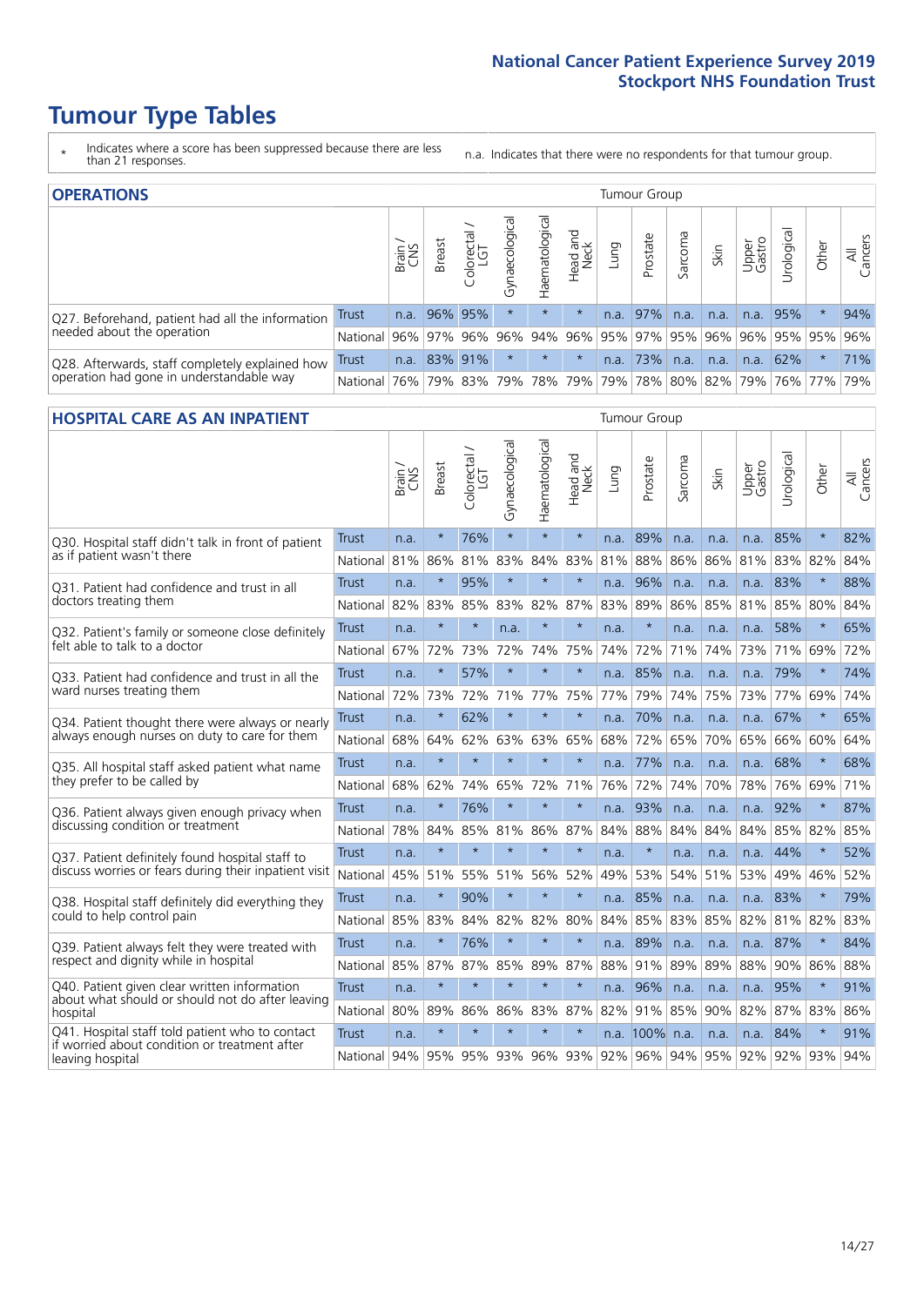# Tumour Type Tables

\* Indicates where a score has been suppressed because there are less than 21 responses.

n.a. Indicates that there were no respondents for that tumour group.

## OPERATIONS

| | | Brain / CNS | Breast | Colorectal / LGT | Gynaecological | Haematological | Head and Neck | Lung | Prostate | Sarcoma | Skin | Upper Gastro | Urological | Other | All Cancers |
|---|---|---|---|---|---|---|---|---|---|---|---|---|---|---|---|
| Q27. Beforehand, patient had all the information needed about the operation | Trust | n.a. | 96% | 95% | * | * | * | n.a. | 97% | n.a. | n.a. | n.a. | 95% | * | 94% |
| | National | 96% | 97% | 96% | 96% | 94% | 96% | 95% | 97% | 95% | 96% | 96% | 95% | 95% | 96% |
| Q28. Afterwards, staff completely explained how operation had gone in understandable way | Trust | n.a. | 83% | 91% | * | * | * | n.a. | 73% | n.a. | n.a. | n.a. | 62% | * | 71% |
| | National | 76% | 79% | 83% | 79% | 78% | 79% | 79% | 78% | 80% | 82% | 79% | 76% | 77% | 79% |

## HOSPITAL CARE AS AN INPATIENT

| | | Brain / CNS | Breast | Colorectal / LGT | Gynaecological | Haematological | Head and Neck | Lung | Prostate | Sarcoma | Skin | Upper Gastro | Urological | Other | All Cancers |
|---|---|---|---|---|---|---|---|---|---|---|---|---|---|---|---|
| Q30. Hospital staff didn't talk in front of patient as if patient wasn't there | Trust | n.a. | * | 76% | * | * | * | n.a. | 89% | n.a. | n.a. | n.a. | 85% | * | 82% |
| | National | 81% | 86% | 81% | 83% | 84% | 83% | 81% | 88% | 86% | 86% | 81% | 83% | 82% | 84% |
| Q31. Patient had confidence and trust in all doctors treating them | Trust | n.a. | * | 95% | * | * | * | n.a. | 96% | n.a. | n.a. | n.a. | 83% | * | 88% |
| | National | 82% | 83% | 85% | 83% | 82% | 87% | 83% | 89% | 86% | 85% | 81% | 85% | 80% | 84% |
| Q32. Patient's family or someone close definitely felt able to talk to a doctor | Trust | n.a. | * | * | n.a. | * | * | n.a. | * | n.a. | n.a. | n.a. | 58% | * | 65% |
| | National | 67% | 72% | 73% | 72% | 74% | 75% | 74% | 72% | 71% | 74% | 73% | 71% | 69% | 72% |
| Q33. Patient had confidence and trust in all the ward nurses treating them | Trust | n.a. | * | 57% | * | * | * | n.a. | 85% | n.a. | n.a. | n.a. | 79% | * | 74% |
| | National | 72% | 73% | 72% | 71% | 77% | 75% | 77% | 79% | 74% | 75% | 73% | 77% | 69% | 74% |
| Q34. Patient thought there were always or nearly always enough nurses on duty to care for them | Trust | n.a. | * | 62% | * | * | * | n.a. | 70% | n.a. | n.a. | n.a. | 67% | * | 65% |
| | National | 68% | 64% | 62% | 63% | 63% | 65% | 68% | 72% | 65% | 70% | 65% | 66% | 60% | 64% |
| Q35. All hospital staff asked patient what name they prefer to be called by | Trust | n.a. | * | * | * | * | * | n.a. | 77% | n.a. | n.a. | n.a. | 68% | * | 68% |
| | National | 68% | 62% | 74% | 65% | 72% | 71% | 76% | 72% | 74% | 70% | 78% | 76% | 69% | 71% |
| Q36. Patient always given enough privacy when discussing condition or treatment | Trust | n.a. | * | 76% | * | * | * | n.a. | 93% | n.a. | n.a. | n.a. | 92% | * | 87% |
| | National | 78% | 84% | 85% | 81% | 86% | 87% | 84% | 88% | 84% | 84% | 84% | 85% | 82% | 85% |
| Q37. Patient definitely found hospital staff to discuss worries or fears during their inpatient visit | Trust | n.a. | * | * | * | * | * | n.a. | * | n.a. | n.a. | n.a. | 44% | * | 52% |
| | National | 45% | 51% | 55% | 51% | 56% | 52% | 49% | 53% | 54% | 51% | 53% | 49% | 46% | 52% |
| Q38. Hospital staff definitely did everything they could to help control pain | Trust | n.a. | * | 90% | * | * | * | n.a. | 85% | n.a. | n.a. | n.a. | 83% | * | 79% |
| | National | 85% | 83% | 84% | 82% | 82% | 80% | 84% | 85% | 83% | 85% | 82% | 81% | 82% | 83% |
| Q39. Patient always felt they were treated with respect and dignity while in hospital | Trust | n.a. | * | 76% | * | * | * | n.a. | 89% | n.a. | n.a. | n.a. | 87% | * | 84% |
| | National | 85% | 87% | 87% | 85% | 89% | 87% | 88% | 91% | 89% | 89% | 88% | 90% | 86% | 88% |
| Q40. Patient given clear written information about what should or should not do after leaving hospital | Trust | n.a. | * | * | * | * | * | n.a. | 96% | n.a. | n.a. | n.a. | 95% | * | 91% |
| | National | 80% | 89% | 86% | 86% | 83% | 87% | 82% | 91% | 85% | 90% | 82% | 87% | 83% | 86% |
| Q41. Hospital staff told patient who to contact if worried about condition or treatment after leaving hospital | Trust | n.a. | * | * | * | * | * | n.a. | 100% | n.a. | n.a. | n.a. | 84% | * | 91% |
| | National | 94% | 95% | 95% | 93% | 96% | 93% | 92% | 96% | 94% | 95% | 92% | 92% | 93% | 94% |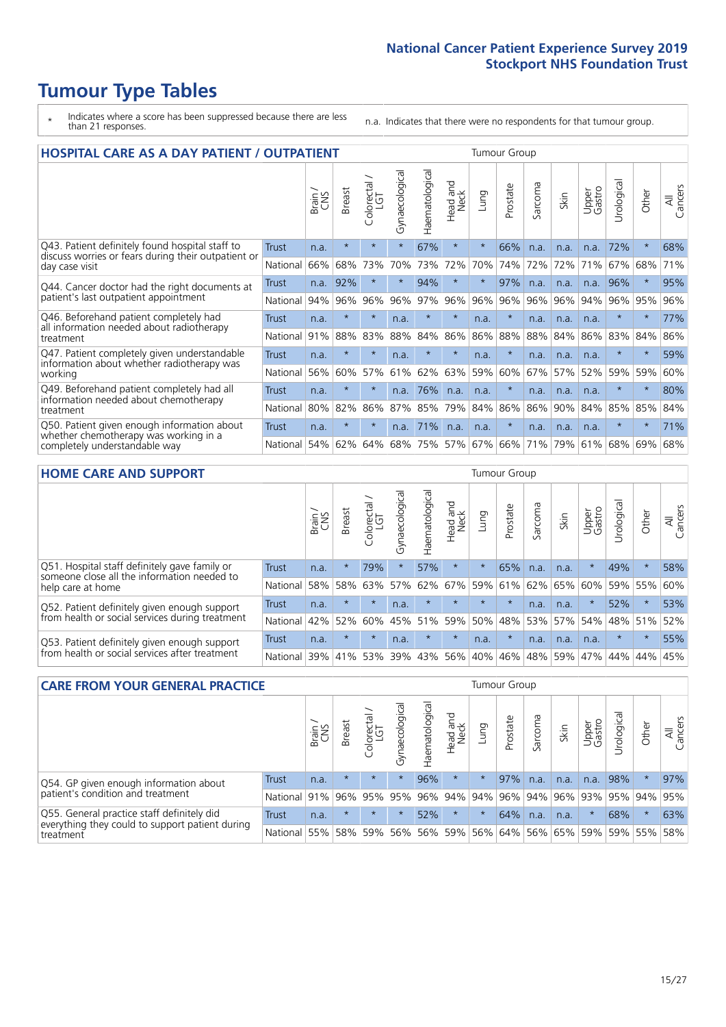# Tumour Type Tables

\* Indicates where a score has been suppressed because there are less than 21 responses.

n.a. Indicates that there were no respondents for that tumour group.

## HOSPITAL CARE AS A DAY PATIENT / OUTPATIENT

| | | Brain / CNS | Breast | Colorectal / LGT | Gynaecological | Haematological | Head and Neck | Lung | Prostate | Sarcoma | Skin | Upper Gastro | Urological | Other | All Cancers |
|---|---|---|---|---|---|---|---|---|---|---|---|---|---|---|---|
| Q43. Patient definitely found hospital staff to discuss worries or fears during their outpatient or day case visit | Trust | n.a. | * | * | * | 67% | * | * | 66% | n.a. | n.a. | n.a. | 72% | * | 68% |
| | National | 66% | 68% | 73% | 70% | 73% | 72% | 70% | 74% | 72% | 72% | 71% | 67% | 68% | 71% |
| Q44. Cancer doctor had the right documents at patient's last outpatient appointment | Trust | n.a. | 92% | * | * | 94% | * | * | 97% | n.a. | n.a. | n.a. | 96% | * | 95% |
| | National | 94% | 96% | 96% | 96% | 97% | 96% | 96% | 96% | 96% | 96% | 94% | 96% | 95% | 96% |
| Q46. Beforehand patient completely had all information needed about radiotherapy treatment | Trust | n.a. | * | * | n.a. | * | * | n.a. | * | n.a. | n.a. | n.a. | * | * | 77% |
| | National | 91% | 88% | 83% | 88% | 84% | 86% | 86% | 88% | 88% | 84% | 86% | 83% | 84% | 86% |
| Q47. Patient completely given understandable information about whether radiotherapy was working | Trust | n.a. | * | * | n.a. | * | * | n.a. | * | n.a. | n.a. | n.a. | * | * | 59% |
| | National | 56% | 60% | 57% | 61% | 62% | 63% | 59% | 60% | 67% | 57% | 52% | 59% | 59% | 60% |
| Q49. Beforehand patient completely had all information needed about chemotherapy treatment | Trust | n.a. | * | * | n.a. | 76% | n.a. | n.a. | * | n.a. | n.a. | n.a. | * | * | 80% |
| | National | 80% | 82% | 86% | 87% | 85% | 79% | 84% | 86% | 86% | 90% | 84% | 85% | 85% | 84% |
| Q50. Patient given enough information about whether chemotherapy was working in a completely understandable way | Trust | n.a. | * | * | n.a. | 71% | n.a. | n.a. | * | n.a. | n.a. | n.a. | * | * | 71% |
| | National | 54% | 62% | 64% | 68% | 75% | 57% | 67% | 66% | 71% | 79% | 61% | 68% | 69% | 68% |

## HOME CARE AND SUPPORT

| | | Brain / CNS | Breast | Colorectal / LGT | Gynaecological | Haematological | Head and Neck | Lung | Prostate | Sarcoma | Skin | Upper Gastro | Urological | Other | All Cancers |
|---|---|---|---|---|---|---|---|---|---|---|---|---|---|---|---|
| Q51. Hospital staff definitely gave family or someone close all the information needed to help care at home | Trust | n.a. | * | 79% | * | 57% | * | * | 65% | n.a. | n.a. | * | 49% | * | 58% |
| | National | 58% | 58% | 63% | 57% | 62% | 67% | 59% | 61% | 62% | 65% | 60% | 59% | 55% | 60% |
| Q52. Patient definitely given enough support from health or social services during treatment | Trust | n.a. | * | * | n.a. | * | * | * | * | n.a. | n.a. | * | 52% | * | 53% |
| | National | 42% | 52% | 60% | 45% | 51% | 59% | 50% | 48% | 53% | 57% | 54% | 48% | 51% | 52% |
| Q53. Patient definitely given enough support from health or social services after treatment | Trust | n.a. | * | * | n.a. | * | * | n.a. | * | n.a. | n.a. | n.a. | * | * | 55% |
| | National | 39% | 41% | 53% | 39% | 43% | 56% | 40% | 46% | 48% | 59% | 47% | 44% | 44% | 45% |

## CARE FROM YOUR GENERAL PRACTICE

| | | Brain / CNS | Breast | Colorectal / LGT | Gynaecological | Haematological | Head and Neck | Lung | Prostate | Sarcoma | Skin | Upper Gastro | Urological | Other | All Cancers |
|---|---|---|---|---|---|---|---|---|---|---|---|---|---|---|---|
| Q54. GP given enough information about patient's condition and treatment | Trust | n.a. | * | * | * | 96% | * | * | 97% | n.a. | n.a. | n.a. | 98% | * | 97% |
| | National | 91% | 96% | 95% | 95% | 96% | 94% | 94% | 96% | 94% | 96% | 93% | 95% | 94% | 95% |
| Q55. General practice staff definitely did everything they could to support patient during treatment | Trust | n.a. | * | * | * | 52% | * | * | 64% | n.a. | n.a. | * | 68% | * | 63% |
| | National | 55% | 58% | 59% | 56% | 56% | 59% | 56% | 64% | 56% | 65% | 59% | 59% | 55% | 58% |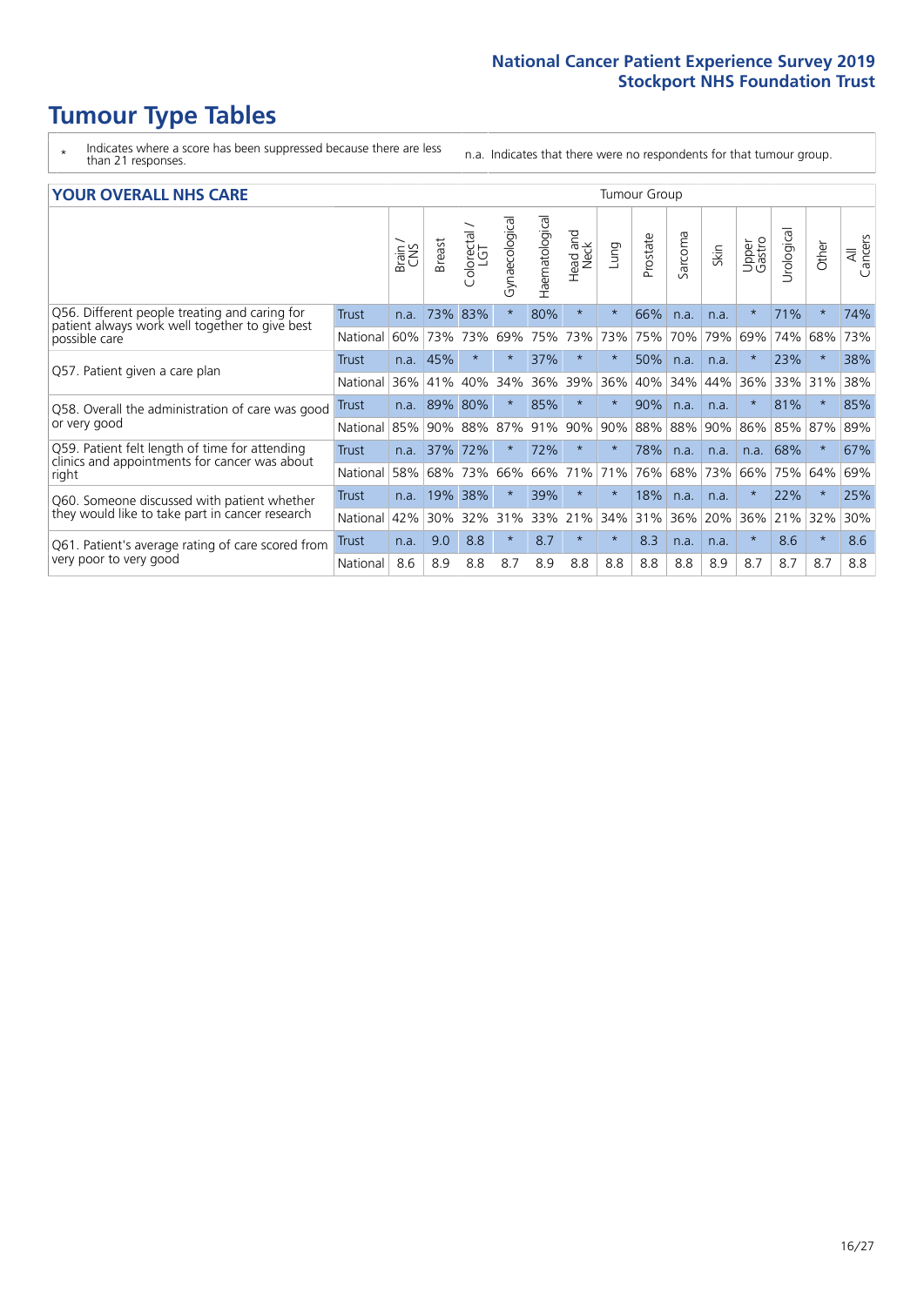# Tumour Type Tables

- \* Indicates where a score has been suppressed because there are less than 21 responses.
- n.a. Indicates that there were no respondents for that tumour group.

## YOUR OVERALL NHS CARE

| | | Brain / CNS | Breast | Colorectal / LGT | Gynaecological | Haematological | Head and Neck | Lung | Prostate | Sarcoma | Skin | Upper Gastro | Urological | Other | All Cancers |
|---|---|---|---|---|---|---|---|---|---|---|---|---|---|---|---|
| Q56. Different people treating and caring for patient always work well together to give best possible care | Trust | n.a. | 73% | 83% | * | 80% | * | * | 66% | n.a. | n.a. | * | 71% | * | 74% |
| | National | 60% | 73% | 73% | 69% | 75% | 73% | 73% | 75% | 70% | 79% | 69% | 74% | 68% | 73% |
| Q57. Patient given a care plan | Trust | n.a. | 45% | * | * | 37% | * | * | 50% | n.a. | n.a. | * | 23% | * | 38% |
| | National | 36% | 41% | 40% | 34% | 36% | 39% | 36% | 40% | 34% | 44% | 36% | 33% | 31% | 38% |
| Q58. Overall the administration of care was good or very good | Trust | n.a. | 89% | 80% | * | 85% | * | * | 90% | n.a. | n.a. | * | 81% | * | 85% |
| | National | 85% | 90% | 88% | 87% | 91% | 90% | 90% | 88% | 88% | 90% | 86% | 85% | 87% | 89% |
| Q59. Patient felt length of time for attending clinics and appointments for cancer was about right | Trust | n.a. | 37% | 72% | * | 72% | * | * | 78% | n.a. | n.a. | n.a. | 68% | * | 67% |
| | National | 58% | 68% | 73% | 66% | 66% | 71% | 71% | 76% | 68% | 73% | 66% | 75% | 64% | 69% |
| Q60. Someone discussed with patient whether they would like to take part in cancer research | Trust | n.a. | 19% | 38% | * | 39% | * | * | 18% | n.a. | n.a. | * | 22% | * | 25% |
| | National | 42% | 30% | 32% | 31% | 33% | 21% | 34% | 31% | 36% | 20% | 36% | 21% | 32% | 30% |
| Q61. Patient's average rating of care scored from very poor to very good | Trust | n.a. | 9.0 | 8.8 | * | 8.7 | * | * | 8.3 | n.a. | n.a. | * | 8.6 | * | 8.6 |
| | National | 8.6 | 8.9 | 8.8 | 8.7 | 8.9 | 8.8 | 8.8 | 8.8 | 8.8 | 8.9 | 8.7 | 8.7 | 8.7 | 8.8 |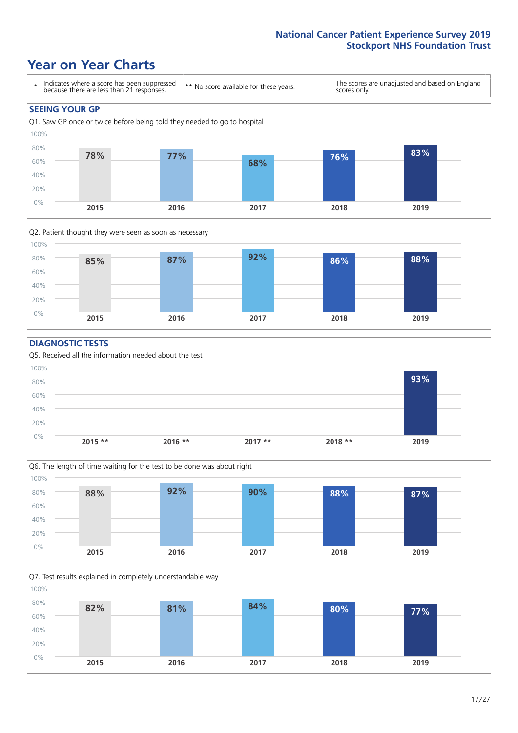# Year on Year Charts

\* Indicates where a score has been suppressed because there are less than 21 responses. ** No score available for these years. The scores are unadjusted and based on England scores only.

## SEEING YOUR GP

Q1. Saw GP once or twice before being told they needed to go to hospital

| 2015 | 2016 | 2017 | 2018 | 2019 |
|---|---|---|---|---|
| 78% | 77% | 68% | 76% | 83% |

Q2. Patient thought they were seen as soon as necessary

| 2015 | 2016 | 2017 | 2018 | 2019 |
|---|---|---|---|---|
| 85% | 87% | 92% | 86% | 88% |

## DIAGNOSTIC TESTS

Q5. Received all the information needed about the test

| 2015 ** | 2016 ** | 2017 ** | 2018 ** | 2019 |
|---|---|---|---|---|
| | | | | 93% |

Q6. The length of time waiting for the test to be done was about right

| 2015 | 2016 | 2017 | 2018 | 2019 |
|---|---|---|---|---|
| 88% | 92% | 90% | 88% | 87% |

Q7. Test results explained in completely understandable way

| 2015 | 2016 | 2017 | 2018 | 2019 |
|---|---|---|---|---|
| 82% | 81% | 84% | 80% | 77% |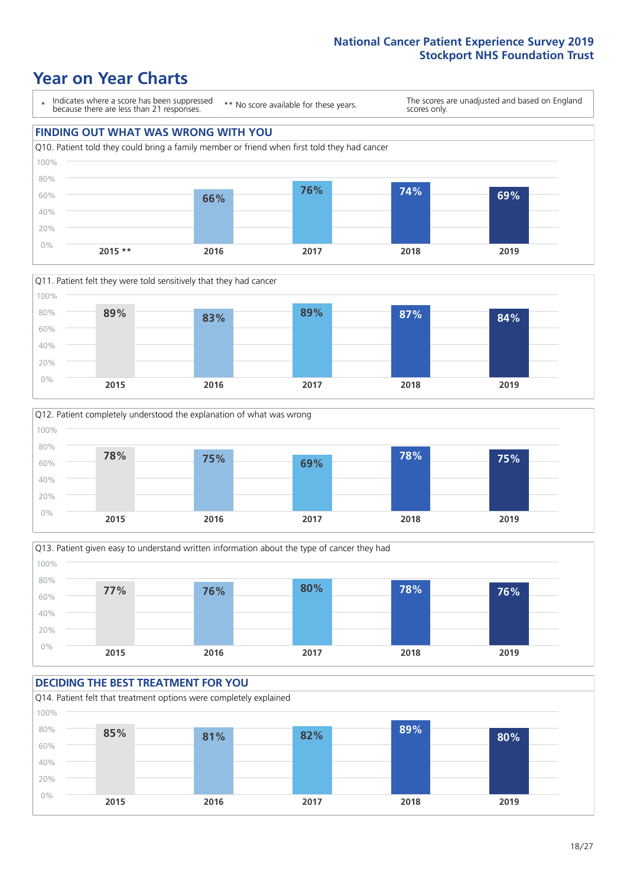## Year on Year Charts

\* Indicates where a score has been suppressed because there are less than 21 responses.

** No score available for these years.

The scores are unadjusted and based on England scores only.

### FINDING OUT WHAT WAS WRONG WITH YOU

Q10. Patient told they could bring a family member or friend when first told they had cancer

| 2015 ** | 2016 | 2017 | 2018 | 2019 |
|---|---|---|---|---|
| | 66% | 76% | 74% | 69% |

Q11. Patient felt they were told sensitively that they had cancer

| 2015 | 2016 | 2017 | 2018 | 2019 |
|---|---|---|---|---|
| 89% | 83% | 89% | 87% | 84% |

Q12. Patient completely understood the explanation of what was wrong

| 2015 | 2016 | 2017 | 2018 | 2019 |
|---|---|---|---|---|
| 78% | 75% | 69% | 78% | 75% |

Q13. Patient given easy to understand written information about the type of cancer they had

| 2015 | 2016 | 2017 | 2018 | 2019 |
|---|---|---|---|---|
| 77% | 76% | 80% | 78% | 76% |

### DECIDING THE BEST TREATMENT FOR YOU

Q14. Patient felt that treatment options were completely explained

| 2015 | 2016 | 2017 | 2018 | 2019 |
|---|---|---|---|---|
| 85% | 81% | 82% | 89% | 80% |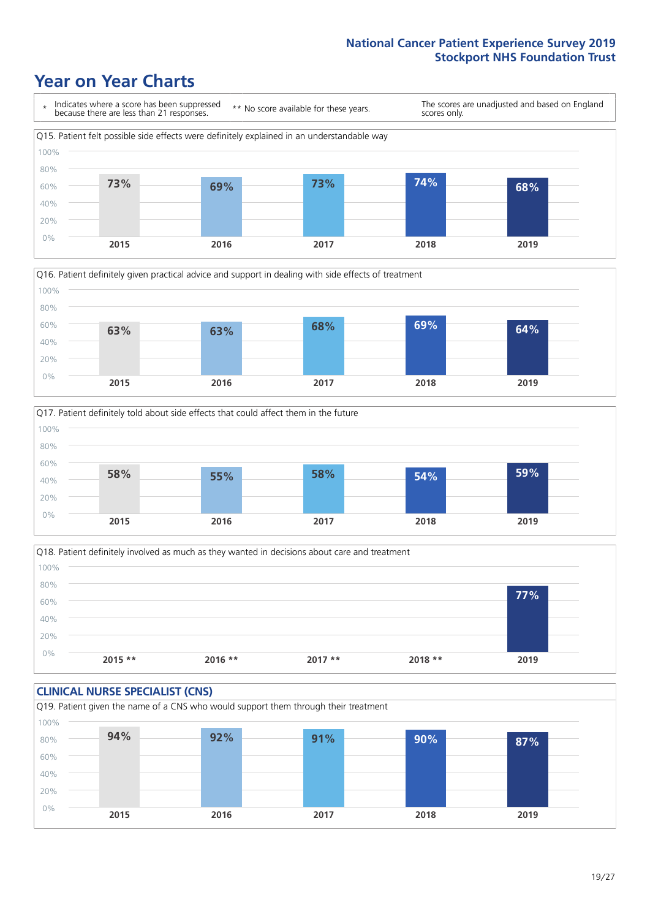# Year on Year Charts

\* Indicates where a score has been suppressed because there are less than 21 responses. ** No score available for these years. The scores are unadjusted and based on England scores only.

Q15. Patient felt possible side effects were definitely explained in an understandable way

| 2015 | 2016 | 2017 | 2018 | 2019 |
|---|---|---|---|---|
| 73% | 69% | 73% | 74% | 68% |

Q16. Patient definitely given practical advice and support in dealing with side effects of treatment

| 2015 | 2016 | 2017 | 2018 | 2019 |
|---|---|---|---|---|
| 63% | 63% | 68% | 69% | 64% |

Q17. Patient definitely told about side effects that could affect them in the future

| 2015 | 2016 | 2017 | 2018 | 2019 |
|---|---|---|---|---|
| 58% | 55% | 58% | 54% | 59% |

Q18. Patient definitely involved as much as they wanted in decisions about care and treatment

| 2015 ** | 2016 ** | 2017 ** | 2018 ** | 2019 |
|---|---|---|---|---|
| | | | | 77% |

## CLINICAL NURSE SPECIALIST (CNS)

Q19. Patient given the name of a CNS who would support them through their treatment

| 2015 | 2016 | 2017 | 2018 | 2019 |
|---|---|---|---|---|
| 94% | 92% | 91% | 90% | 87% |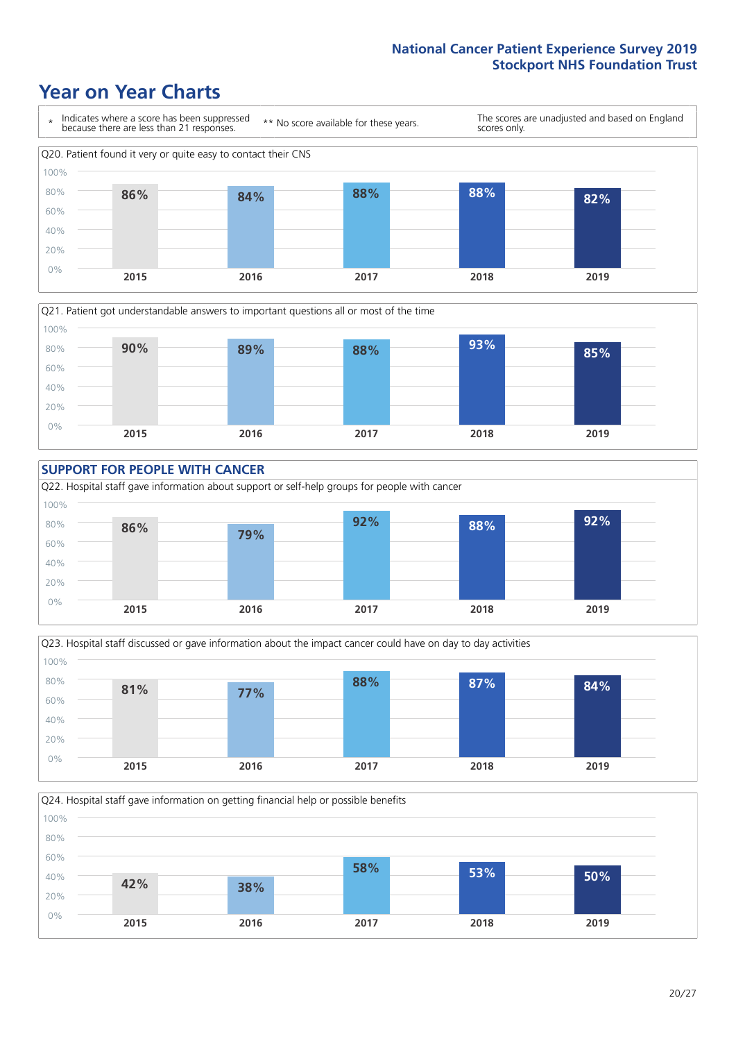# Year on Year Charts

\* Indicates where a score has been suppressed because there are less than 21 responses. &nbsp;&nbsp; ** No score available for these years. &nbsp;&nbsp; The scores are unadjusted and based on England scores only.

Q20. Patient found it very or quite easy to contact their CNS

| 2015 | 2016 | 2017 | 2018 | 2019 |
|---|---|---|---|---|
| 86% | 84% | 88% | 88% | 82% |

Q21. Patient got understandable answers to important questions all or most of the time

| 2015 | 2016 | 2017 | 2018 | 2019 |
|---|---|---|---|---|
| 90% | 89% | 88% | 93% | 85% |

## SUPPORT FOR PEOPLE WITH CANCER

Q22. Hospital staff gave information about support or self-help groups for people with cancer

| 2015 | 2016 | 2017 | 2018 | 2019 |
|---|---|---|---|---|
| 86% | 79% | 92% | 88% | 92% |

Q23. Hospital staff discussed or gave information about the impact cancer could have on day to day activities

| 2015 | 2016 | 2017 | 2018 | 2019 |
|---|---|---|---|---|
| 81% | 77% | 88% | 87% | 84% |

Q24. Hospital staff gave information on getting financial help or possible benefits

| 2015 | 2016 | 2017 | 2018 | 2019 |
|---|---|---|---|---|
| 42% | 38% | 58% | 53% | 50% |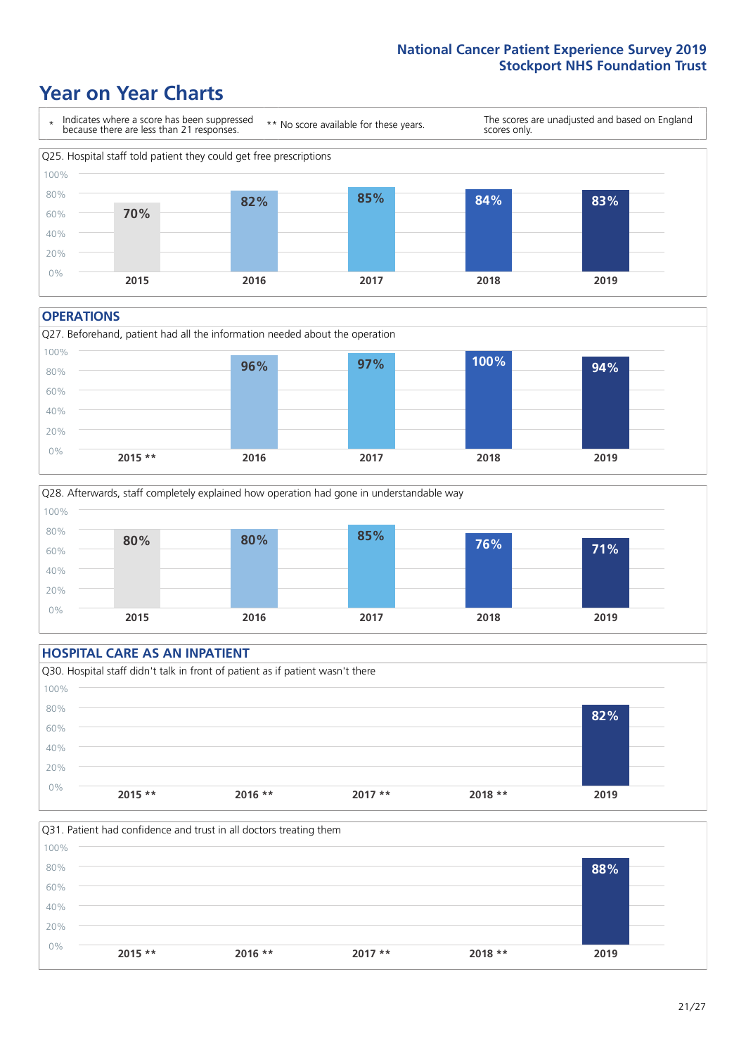# Year on Year Charts

\* Indicates where a score has been suppressed because there are less than 21 responses.

** No score available for these years.

The scores are unadjusted and based on England scores only.

Q25. Hospital staff told patient they could get free prescriptions

| 2015 | 2016 | 2017 | 2018 | 2019 |
| --- | --- | --- | --- | --- |
| 70% | 82% | 85% | 84% | 83% |

## OPERATIONS

Q27. Beforehand, patient had all the information needed about the operation

| 2015 ** | 2016 | 2017 | 2018 | 2019 |
| --- | --- | --- | --- | --- |
| | 96% | 97% | 100% | 94% |

Q28. Afterwards, staff completely explained how operation had gone in understandable way

| 2015 | 2016 | 2017 | 2018 | 2019 |
| --- | --- | --- | --- | --- |
| 80% | 80% | 85% | 76% | 71% |

## HOSPITAL CARE AS AN INPATIENT

Q30. Hospital staff didn't talk in front of patient as if patient wasn't there

| 2015 ** | 2016 ** | 2017 ** | 2018 ** | 2019 |
| --- | --- | --- | --- | --- |
| | | | | 82% |

Q31. Patient had confidence and trust in all doctors treating them

| 2015 ** | 2016 ** | 2017 ** | 2018 ** | 2019 |
| --- | --- | --- | --- | --- |
| | | | | 88% |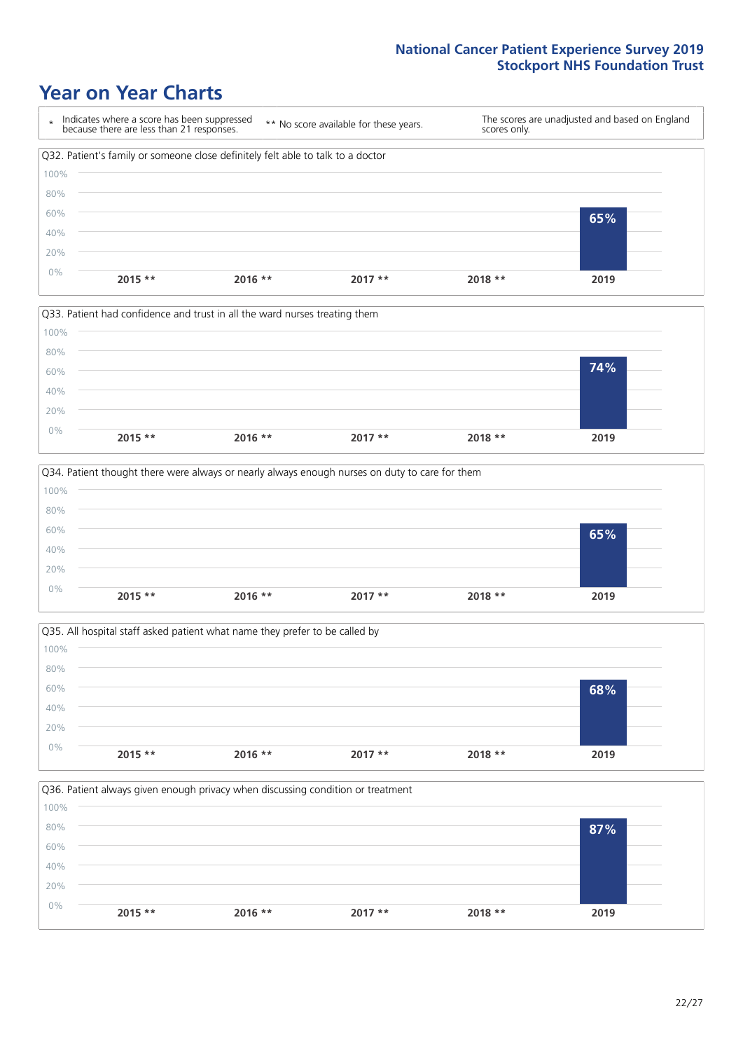# Year on Year Charts

| * Indicates where a score has been suppressed because there are less than 21 responses. | ** No score available for these years. | The scores are unadjusted and based on England scores only. |
|---|---|---|

### Q32. Patient's family or someone close definitely felt able to talk to a doctor

| 2015 ** | 2016 ** | 2017 ** | 2018 ** | 2019 |
|---|---|---|---|---|
| | | | | 65% |

### Q33. Patient had confidence and trust in all the ward nurses treating them

| 2015 ** | 2016 ** | 2017 ** | 2018 ** | 2019 |
|---|---|---|---|---|
| | | | | 74% |

### Q34. Patient thought there were always or nearly always enough nurses on duty to care for them

| 2015 ** | 2016 ** | 2017 ** | 2018 ** | 2019 |
|---|---|---|---|---|
| | | | | 65% |

### Q35. All hospital staff asked patient what name they prefer to be called by

| 2015 ** | 2016 ** | 2017 ** | 2018 ** | 2019 |
|---|---|---|---|---|
| | | | | 68% |

### Q36. Patient always given enough privacy when discussing condition or treatment

| 2015 ** | 2016 ** | 2017 ** | 2018 ** | 2019 |
|---|---|---|---|---|
| | | | | 87% |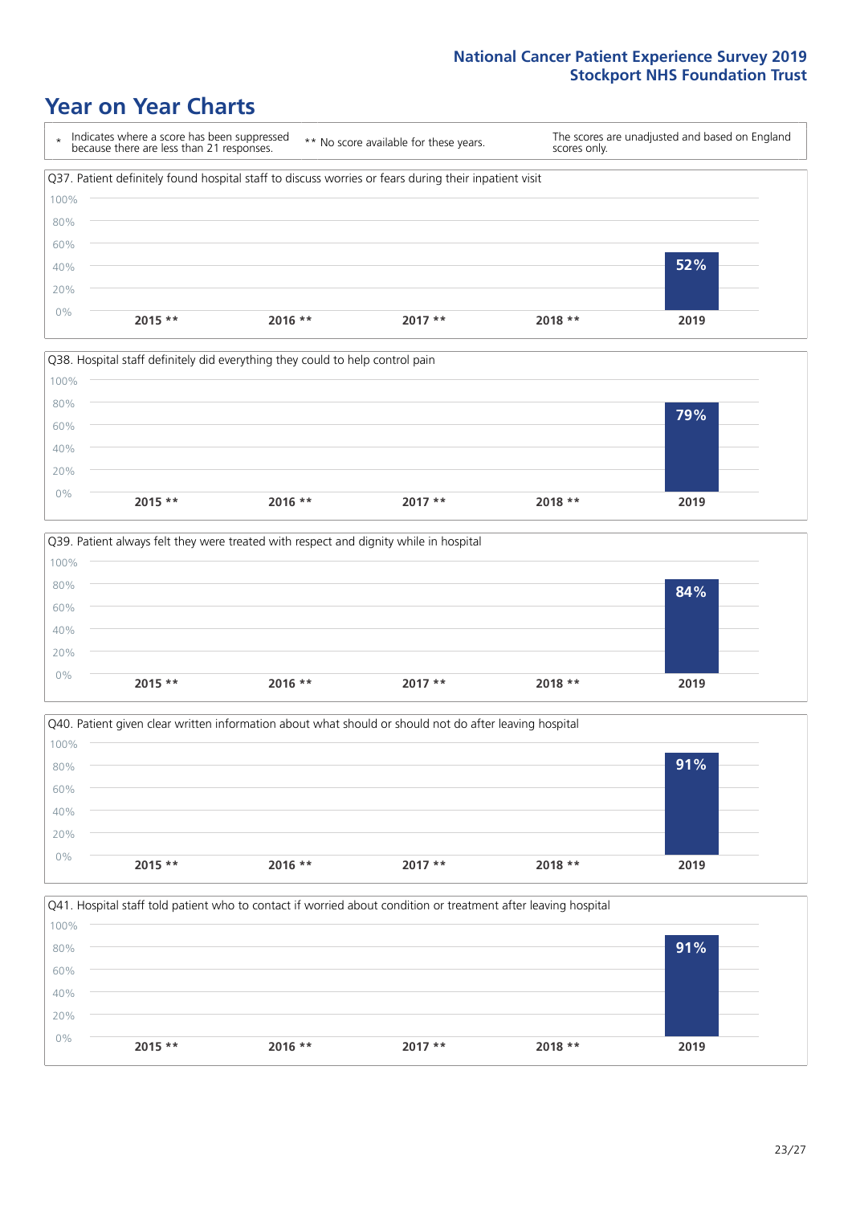# Year on Year Charts

\* Indicates where a score has been suppressed because there are less than 21 responses.

** No score available for these years.

The scores are unadjusted and based on England scores only.

Q37. Patient definitely found hospital staff to discuss worries or fears during their inpatient visit

| 2015 ** | 2016 ** | 2017 ** | 2018 ** | 2019 |
|---|---|---|---|---|
| | | | | 52% |

Q38. Hospital staff definitely did everything they could to help control pain

| 2015 ** | 2016 ** | 2017 ** | 2018 ** | 2019 |
|---|---|---|---|---|
| | | | | 79% |

Q39. Patient always felt they were treated with respect and dignity while in hospital

| 2015 ** | 2016 ** | 2017 ** | 2018 ** | 2019 |
|---|---|---|---|---|
| | | | | 84% |

Q40. Patient given clear written information about what should or should not do after leaving hospital

| 2015 ** | 2016 ** | 2017 ** | 2018 ** | 2019 |
|---|---|---|---|---|
| | | | | 91% |

Q41. Hospital staff told patient who to contact if worried about condition or treatment after leaving hospital

| 2015 ** | 2016 ** | 2017 ** | 2018 ** | 2019 |
|---|---|---|---|---|
| | | | | 91% |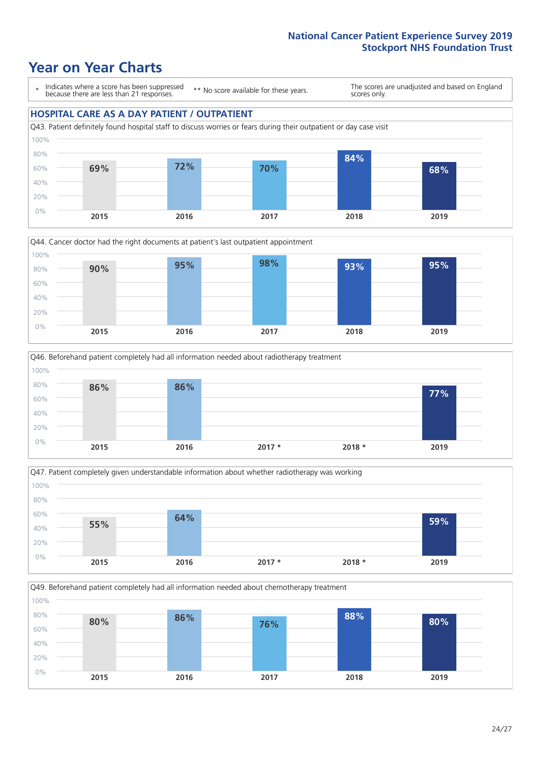# Year on Year Charts

\* Indicates where a score has been suppressed because there are less than 21 responses.

** No score available for these years.

The scores are unadjusted and based on England scores only.

## HOSPITAL CARE AS A DAY PATIENT / OUTPATIENT

Q43. Patient definitely found hospital staff to discuss worries or fears during their outpatient or day case visit

| 2015 | 2016 | 2017 | 2018 | 2019 |
|---|---|---|---|---|
| 69% | 72% | 70% | 84% | 68% |

Q44. Cancer doctor had the right documents at patient's last outpatient appointment

| 2015 | 2016 | 2017 | 2018 | 2019 |
|---|---|---|---|---|
| 90% | 95% | 98% | 93% | 95% |

Q46. Beforehand patient completely had all information needed about radiotherapy treatment

| 2015 | 2016 | 2017 * | 2018 * | 2019 |
|---|---|---|---|---|
| 86% | 86% | | | 77% |

Q47. Patient completely given understandable information about whether radiotherapy was working

| 2015 | 2016 | 2017 * | 2018 * | 2019 |
|---|---|---|---|---|
| 55% | 64% | | | 59% |

Q49. Beforehand patient completely had all information needed about chemotherapy treatment

| 2015 | 2016 | 2017 | 2018 | 2019 |
|---|---|---|---|---|
| 80% | 86% | 76% | 88% | 80% |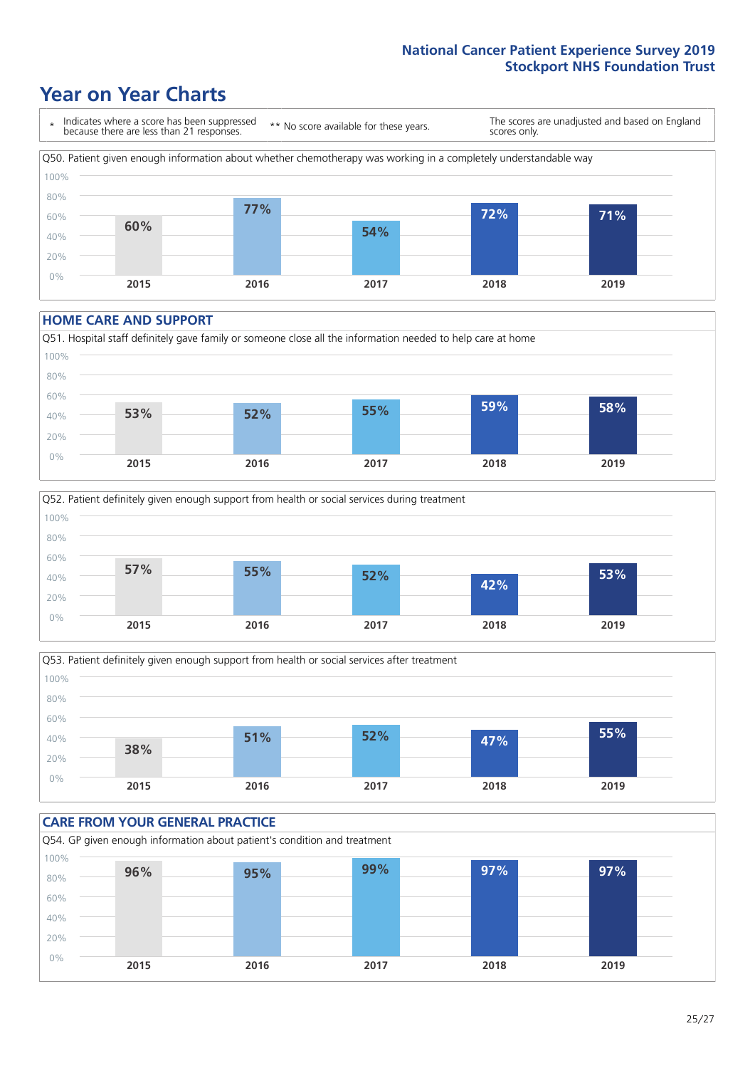# Year on Year Charts

\* Indicates where a score has been suppressed because there are less than 21 responses.

\*\* No score available for these years.

The scores are unadjusted and based on England scores only.

Q50. Patient given enough information about whether chemotherapy was working in a completely understandable way

| 2015 | 2016 | 2017 | 2018 | 2019 |
|---|---|---|---|---|
| 60% | 77% | 54% | 72% | 71% |

## HOME CARE AND SUPPORT

Q51. Hospital staff definitely gave family or someone close all the information needed to help care at home

| 2015 | 2016 | 2017 | 2018 | 2019 |
|---|---|---|---|---|
| 53% | 52% | 55% | 59% | 58% |

Q52. Patient definitely given enough support from health or social services during treatment

| 2015 | 2016 | 2017 | 2018 | 2019 |
|---|---|---|---|---|
| 57% | 55% | 52% | 42% | 53% |

Q53. Patient definitely given enough support from health or social services after treatment

| 2015 | 2016 | 2017 | 2018 | 2019 |
|---|---|---|---|---|
| 38% | 51% | 52% | 47% | 55% |

## CARE FROM YOUR GENERAL PRACTICE

Q54. GP given enough information about patient's condition and treatment

| 2015 | 2016 | 2017 | 2018 | 2019 |
|---|---|---|---|---|
| 96% | 95% | 99% | 97% | 97% |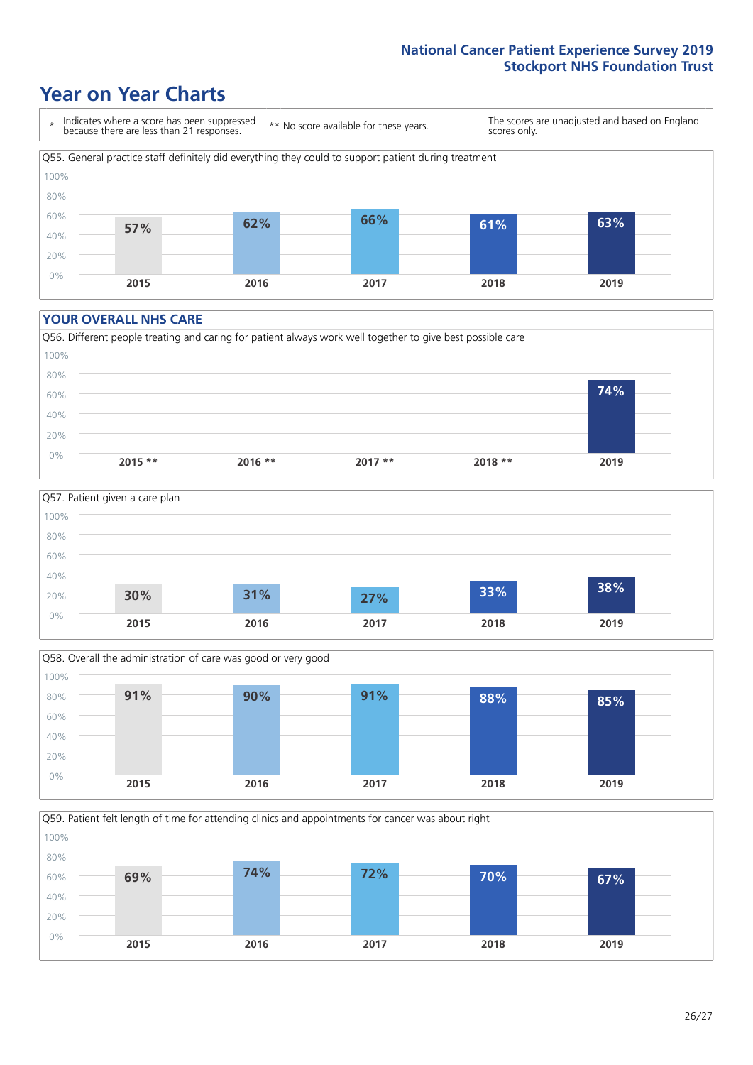# Year on Year Charts

\* Indicates where a score has been suppressed because there are less than 21 responses.

** No score available for these years.

The scores are unadjusted and based on England scores only.

Q55. General practice staff definitely did everything they could to support patient during treatment

| 2015 | 2016 | 2017 | 2018 | 2019 |
|---|---|---|---|---|
| 57% | 62% | 66% | 61% | 63% |

## YOUR OVERALL NHS CARE

Q56. Different people treating and caring for patient always work well together to give best possible care

| 2015 ** | 2016 ** | 2017 ** | 2018 ** | 2019 |
|---|---|---|---|---|
| | | | | 74% |

Q57. Patient given a care plan

| 2015 | 2016 | 2017 | 2018 | 2019 |
|---|---|---|---|---|
| 30% | 31% | 27% | 33% | 38% |

Q58. Overall the administration of care was good or very good

| 2015 | 2016 | 2017 | 2018 | 2019 |
|---|---|---|---|---|
| 91% | 90% | 91% | 88% | 85% |

Q59. Patient felt length of time for attending clinics and appointments for cancer was about right

| 2015 | 2016 | 2017 | 2018 | 2019 |
|---|---|---|---|---|
| 69% | 74% | 72% | 70% | 67% |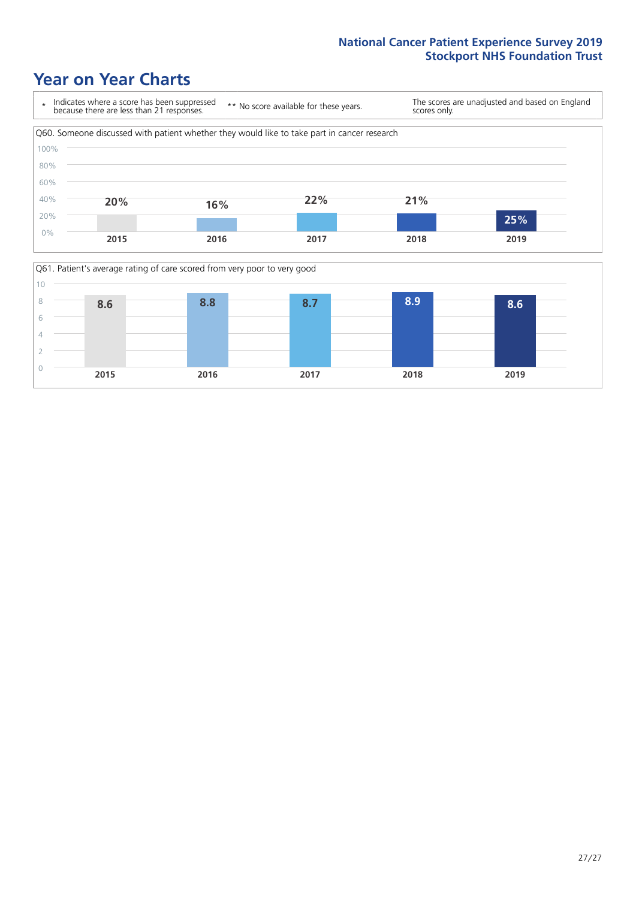# Year on Year Charts

\* Indicates where a score has been suppressed because there are less than 21 responses.

** No score available for these years.

The scores are unadjusted and based on England scores only.

Q60. Someone discussed with patient whether they would like to take part in cancer research

100%
80%
60%
40%
20%
0%

20% 16% 22% 21% 25%

2015 2016 2017 2018 2019

Q61. Patient's average rating of care scored from very poor to very good

10
8
6
4
2
0

8.6 8.8 8.7 8.9 8.6

2015 2016 2017 2018 2019